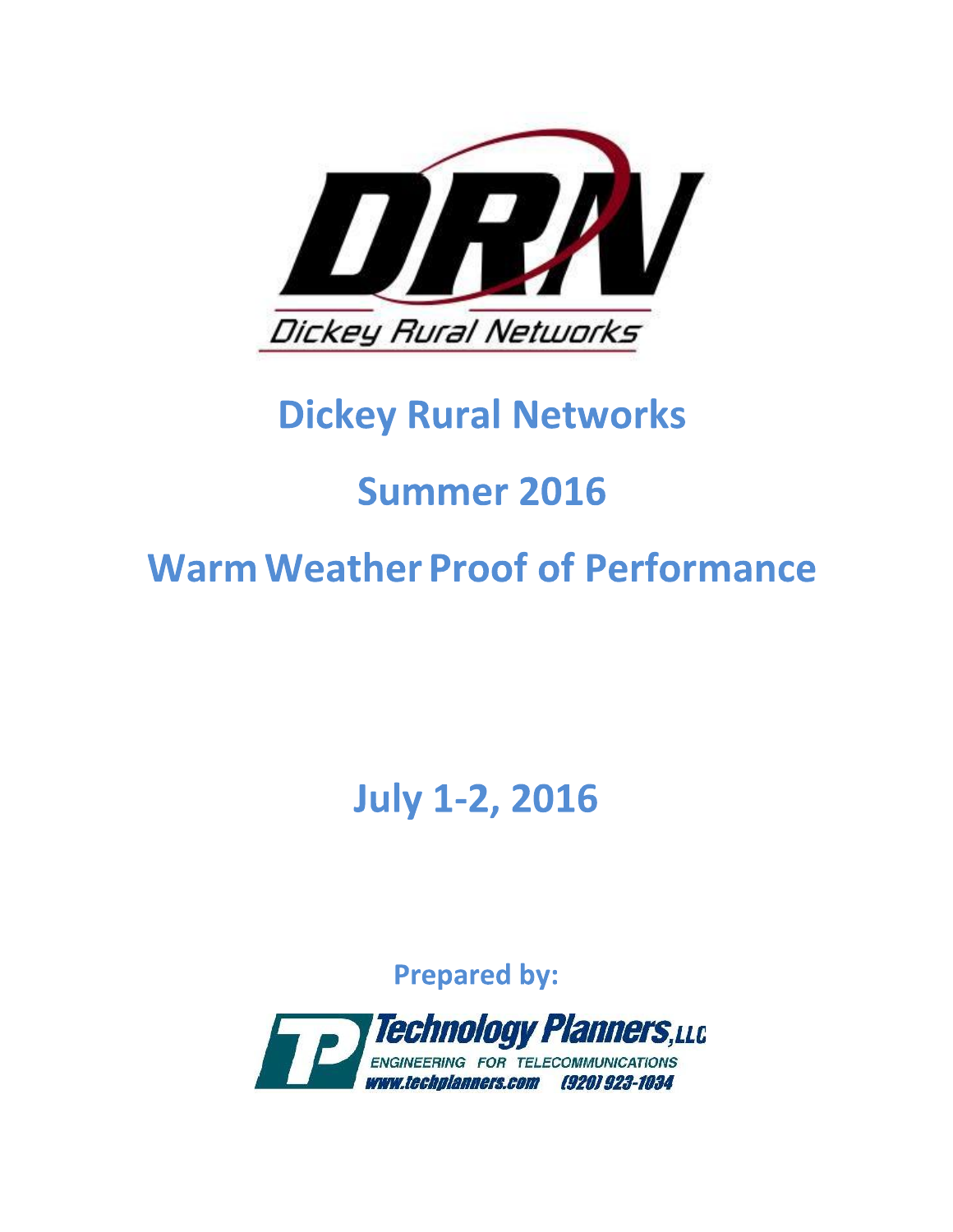# Dickey Rural Networks

# Summer 2016

# Warm Weather Proof of Performance

## July 1-2, 2016

**Prepared by:**

Technology Planners, LLC
ENGINEERING FOR TELECOMMUNICATIONS
www.techplanners.com (920) 923-1034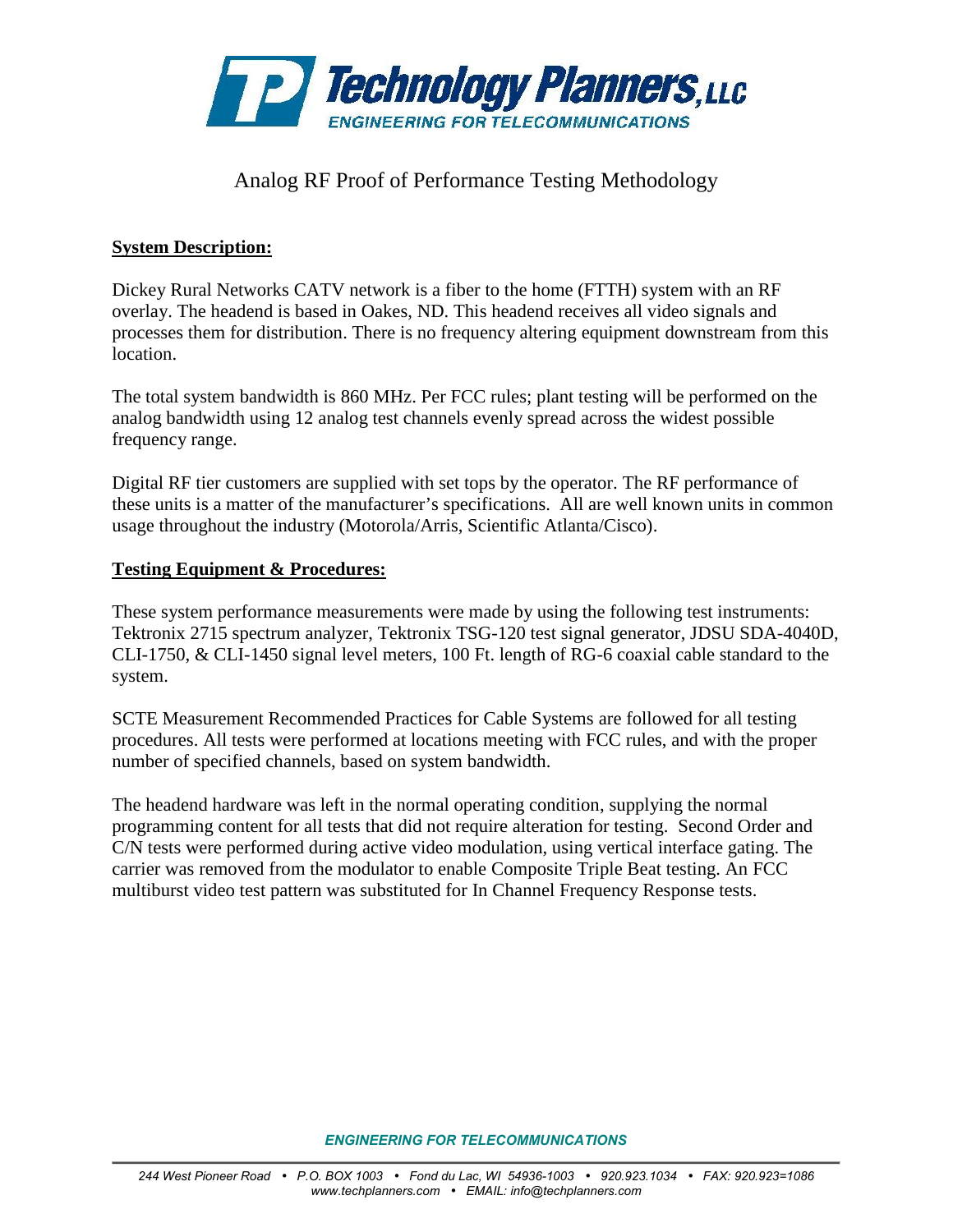# Analog RF Proof of Performance Testing Methodology

**System Description:**

Dickey Rural Networks CATV network is a fiber to the home (FTTH) system with an RF overlay. The headend is based in Oakes, ND. This headend receives all video signals and processes them for distribution. There is no frequency altering equipment downstream from this location.

The total system bandwidth is 860 MHz. Per FCC rules; plant testing will be performed on the analog bandwidth using 12 analog test channels evenly spread across the widest possible frequency range.

Digital RF tier customers are supplied with set tops by the operator. The RF performance of these units is a matter of the manufacturer's specifications. All are well known units in common usage throughout the industry (Motorola/Arris, Scientific Atlanta/Cisco).

**Testing Equipment & Procedures:**

These system performance measurements were made by using the following test instruments: Tektronix 2715 spectrum analyzer, Tektronix TSG-120 test signal generator, JDSU SDA-4040D, CLI-1750, & CLI-1450 signal level meters, 100 Ft. length of RG-6 coaxial cable standard to the system.

SCTE Measurement Recommended Practices for Cable Systems are followed for all testing procedures. All tests were performed at locations meeting with FCC rules, and with the proper number of specified channels, based on system bandwidth.

The headend hardware was left in the normal operating condition, supplying the normal programming content for all tests that did not require alteration for testing. Second Order and C/N tests were performed during active video modulation, using vertical interface gating. The carrier was removed from the modulator to enable Composite Triple Beat testing. An FCC multiburst video test pattern was substituted for In Channel Frequency Response tests.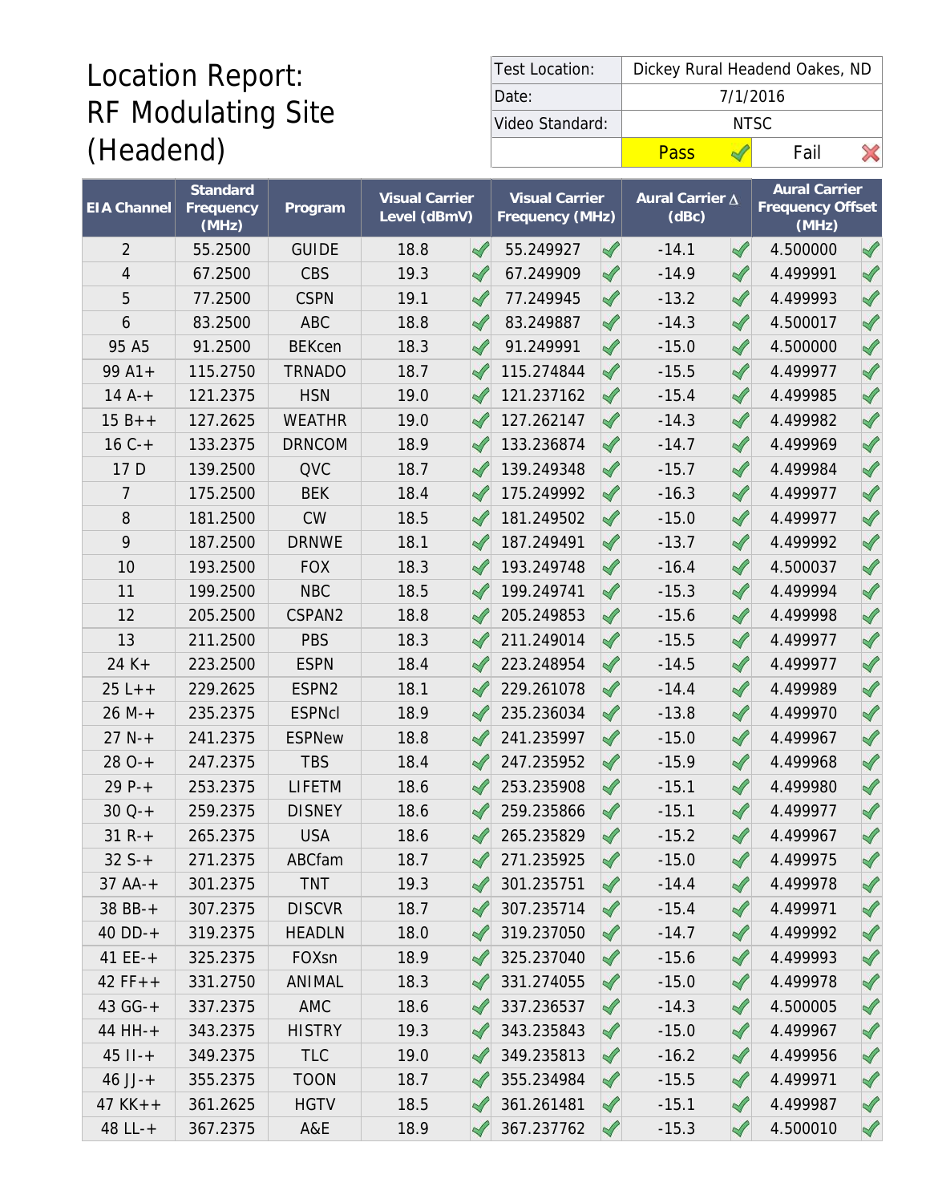# Location Report: RF Modulating Site (Headend)

| Test Location: | Dickey Rural Headend Oakes, ND | |
|---|---|---|
| Date: | 7/1/2016 | |
| Video Standard: | NTSC | |
| | Pass ✓ | Fail ✗ |

| EIA Channel | Standard Frequency (MHz) | Program | Visual Carrier Level (dBmV) | | Visual Carrier Frequency (MHz) | | Aural Carrier Δ (dBc) | | Aural Carrier Frequency Offset (MHz) | |
|---|---|---|---|---|---|---|---|---|---|---|
| 2 | 55.2500 | GUIDE | 18.8 | ✓ | 55.249927 | ✓ | -14.1 | ✓ | 4.500000 | ✓ |
| 4 | 67.2500 | CBS | 19.3 | ✓ | 67.249909 | ✓ | -14.9 | ✓ | 4.499991 | ✓ |
| 5 | 77.2500 | CSPN | 19.1 | ✓ | 77.249945 | ✓ | -13.2 | ✓ | 4.499993 | ✓ |
| 6 | 83.2500 | ABC | 18.8 | ✓ | 83.249887 | ✓ | -14.3 | ✓ | 4.500017 | ✓ |
| 95 A5 | 91.2500 | BEKcen | 18.3 | ✓ | 91.249991 | ✓ | -15.0 | ✓ | 4.500000 | ✓ |
| 99 A1+ | 115.2750 | TRNADO | 18.7 | ✓ | 115.274844 | ✓ | -15.5 | ✓ | 4.499977 | ✓ |
| 14 A-+ | 121.2375 | HSN | 19.0 | ✓ | 121.237162 | ✓ | -15.4 | ✓ | 4.499985 | ✓ |
| 15 B++ | 127.2625 | WEATHR | 19.0 | ✓ | 127.262147 | ✓ | -14.3 | ✓ | 4.499982 | ✓ |
| 16 C-+ | 133.2375 | DRNCOM | 18.9 | ✓ | 133.236874 | ✓ | -14.7 | ✓ | 4.499969 | ✓ |
| 17 D | 139.2500 | QVC | 18.7 | ✓ | 139.249348 | ✓ | -15.7 | ✓ | 4.499984 | ✓ |
| 7 | 175.2500 | BEK | 18.4 | ✓ | 175.249992 | ✓ | -16.3 | ✓ | 4.499977 | ✓ |
| 8 | 181.2500 | CW | 18.5 | ✓ | 181.249502 | ✓ | -15.0 | ✓ | 4.499977 | ✓ |
| 9 | 187.2500 | DRNWE | 18.1 | ✓ | 187.249491 | ✓ | -13.7 | ✓ | 4.499992 | ✓ |
| 10 | 193.2500 | FOX | 18.3 | ✓ | 193.249748 | ✓ | -16.4 | ✓ | 4.500037 | ✓ |
| 11 | 199.2500 | NBC | 18.5 | ✓ | 199.249741 | ✓ | -15.3 | ✓ | 4.499994 | ✓ |
| 12 | 205.2500 | CSPAN2 | 18.8 | ✓ | 205.249853 | ✓ | -15.6 | ✓ | 4.499998 | ✓ |
| 13 | 211.2500 | PBS | 18.3 | ✓ | 211.249014 | ✓ | -15.5 | ✓ | 4.499977 | ✓ |
| 24 K+ | 223.2500 | ESPN | 18.4 | ✓ | 223.248954 | ✓ | -14.5 | ✓ | 4.499977 | ✓ |
| 25 L++ | 229.2625 | ESPN2 | 18.1 | ✓ | 229.261078 | ✓ | -14.4 | ✓ | 4.499989 | ✓ |
| 26 M-+ | 235.2375 | ESPNcl | 18.9 | ✓ | 235.236034 | ✓ | -13.8 | ✓ | 4.499970 | ✓ |
| 27 N-+ | 241.2375 | ESPNew | 18.8 | ✓ | 241.235997 | ✓ | -15.0 | ✓ | 4.499967 | ✓ |
| 28 O-+ | 247.2375 | TBS | 18.4 | ✓ | 247.235952 | ✓ | -15.9 | ✓ | 4.499968 | ✓ |
| 29 P-+ | 253.2375 | LIFETM | 18.6 | ✓ | 253.235908 | ✓ | -15.1 | ✓ | 4.499980 | ✓ |
| 30 Q-+ | 259.2375 | DISNEY | 18.6 | ✓ | 259.235866 | ✓ | -15.1 | ✓ | 4.499977 | ✓ |
| 31 R-+ | 265.2375 | USA | 18.6 | ✓ | 265.235829 | ✓ | -15.2 | ✓ | 4.499967 | ✓ |
| 32 S-+ | 271.2375 | ABCfam | 18.7 | ✓ | 271.235925 | ✓ | -15.0 | ✓ | 4.499975 | ✓ |
| 37 AA-+ | 301.2375 | TNT | 19.3 | ✓ | 301.235751 | ✓ | -14.4 | ✓ | 4.499978 | ✓ |
| 38 BB-+ | 307.2375 | DISCVR | 18.7 | ✓ | 307.235714 | ✓ | -15.4 | ✓ | 4.499971 | ✓ |
| 40 DD-+ | 319.2375 | HEADLN | 18.0 | ✓ | 319.237050 | ✓ | -14.7 | ✓ | 4.499992 | ✓ |
| 41 EE-+ | 325.2375 | FOXsn | 18.9 | ✓ | 325.237040 | ✓ | -15.6 | ✓ | 4.499993 | ✓ |
| 42 FF++ | 331.2750 | ANIMAL | 18.3 | ✓ | 331.274055 | ✓ | -15.0 | ✓ | 4.499978 | ✓ |
| 43 GG-+ | 337.2375 | AMC | 18.6 | ✓ | 337.236537 | ✓ | -14.3 | ✓ | 4.500005 | ✓ |
| 44 HH-+ | 343.2375 | HISTRY | 19.3 | ✓ | 343.235843 | ✓ | -15.0 | ✓ | 4.499967 | ✓ |
| 45 II-+ | 349.2375 | TLC | 19.0 | ✓ | 349.235813 | ✓ | -16.2 | ✓ | 4.499956 | ✓ |
| 46 JJ-+ | 355.2375 | TOON | 18.7 | ✓ | 355.234984 | ✓ | -15.5 | ✓ | 4.499971 | ✓ |
| 47 KK++ | 361.2625 | HGTV | 18.5 | ✓ | 361.261481 | ✓ | -15.1 | ✓ | 4.499987 | ✓ |
| 48 LL-+ | 367.2375 | A&E | 18.9 | ✓ | 367.237762 | ✓ | -15.3 | ✓ | 4.500010 | ✓ |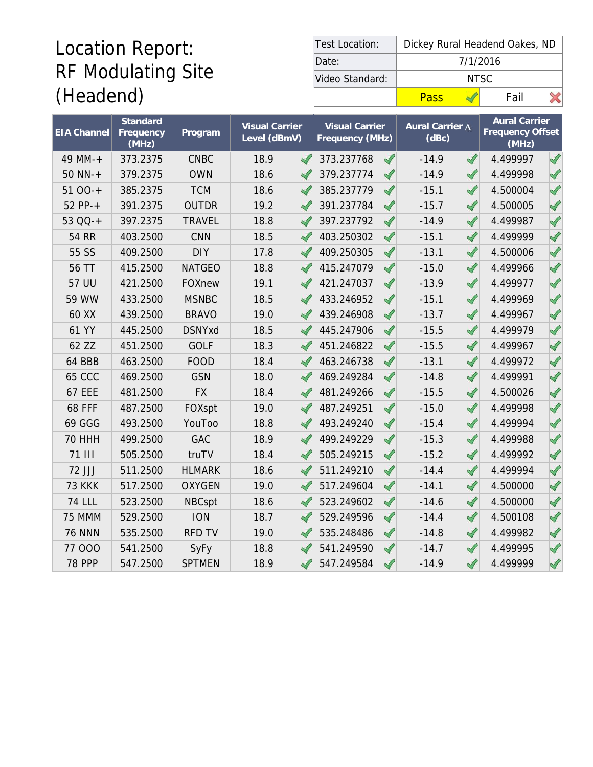# Location Report: RF Modulating Site (Headend)

| Test Location: | Dickey Rural Headend Oakes, ND |
|---|---|
| Date: | 7/1/2016 |
| Video Standard: | NTSC |
| | Pass ✓ / Fail ✗ |

| EIA Channel | Standard Frequency (MHz) | Program | Visual Carrier Level (dBmV) | | Visual Carrier Frequency (MHz) | | Aural Carrier Δ (dBc) | | Aural Carrier Frequency Offset (MHz) | |
|---|---|---|---|---|---|---|---|---|---|---|
| 49 MM-+ | 373.2375 | CNBC | 18.9 | ✓ | 373.237768 | ✓ | -14.9 | ✓ | 4.499997 | ✓ |
| 50 NN-+ | 379.2375 | OWN | 18.6 | ✓ | 379.237774 | ✓ | -14.9 | ✓ | 4.499998 | ✓ |
| 51 OO-+ | 385.2375 | TCM | 18.6 | ✓ | 385.237779 | ✓ | -15.1 | ✓ | 4.500004 | ✓ |
| 52 PP-+ | 391.2375 | OUTDR | 19.2 | ✓ | 391.237784 | ✓ | -15.7 | ✓ | 4.500005 | ✓ |
| 53 QQ-+ | 397.2375 | TRAVEL | 18.8 | ✓ | 397.237792 | ✓ | -14.9 | ✓ | 4.499987 | ✓ |
| 54 RR | 403.2500 | CNN | 18.5 | ✓ | 403.250302 | ✓ | -15.1 | ✓ | 4.499999 | ✓ |
| 55 SS | 409.2500 | DIY | 17.8 | ✓ | 409.250305 | ✓ | -13.1 | ✓ | 4.500006 | ✓ |
| 56 TT | 415.2500 | NATGEO | 18.8 | ✓ | 415.247079 | ✓ | -15.0 | ✓ | 4.499966 | ✓ |
| 57 UU | 421.2500 | FOXnew | 19.1 | ✓ | 421.247037 | ✓ | -13.9 | ✓ | 4.499977 | ✓ |
| 59 WW | 433.2500 | MSNBC | 18.5 | ✓ | 433.246952 | ✓ | -15.1 | ✓ | 4.499969 | ✓ |
| 60 XX | 439.2500 | BRAVO | 19.0 | ✓ | 439.246908 | ✓ | -13.7 | ✓ | 4.499967 | ✓ |
| 61 YY | 445.2500 | DSNYxd | 18.5 | ✓ | 445.247906 | ✓ | -15.5 | ✓ | 4.499979 | ✓ |
| 62 ZZ | 451.2500 | GOLF | 18.3 | ✓ | 451.246822 | ✓ | -15.5 | ✓ | 4.499967 | ✓ |
| 64 BBB | 463.2500 | FOOD | 18.4 | ✓ | 463.246738 | ✓ | -13.1 | ✓ | 4.499972 | ✓ |
| 65 CCC | 469.2500 | GSN | 18.0 | ✓ | 469.249284 | ✓ | -14.8 | ✓ | 4.499991 | ✓ |
| 67 EEE | 481.2500 | FX | 18.4 | ✓ | 481.249266 | ✓ | -15.5 | ✓ | 4.500026 | ✓ |
| 68 FFF | 487.2500 | FOXspt | 19.0 | ✓ | 487.249251 | ✓ | -15.0 | ✓ | 4.499998 | ✓ |
| 69 GGG | 493.2500 | YouToo | 18.8 | ✓ | 493.249240 | ✓ | -15.4 | ✓ | 4.499994 | ✓ |
| 70 HHH | 499.2500 | GAC | 18.9 | ✓ | 499.249229 | ✓ | -15.3 | ✓ | 4.499988 | ✓ |
| 71 III | 505.2500 | truTV | 18.4 | ✓ | 505.249215 | ✓ | -15.2 | ✓ | 4.499992 | ✓ |
| 72 JJJ | 511.2500 | HLMARK | 18.6 | ✓ | 511.249210 | ✓ | -14.4 | ✓ | 4.499994 | ✓ |
| 73 KKK | 517.2500 | OXYGEN | 19.0 | ✓ | 517.249604 | ✓ | -14.1 | ✓ | 4.500000 | ✓ |
| 74 LLL | 523.2500 | NBCspt | 18.6 | ✓ | 523.249602 | ✓ | -14.6 | ✓ | 4.500000 | ✓ |
| 75 MMM | 529.2500 | ION | 18.7 | ✓ | 529.249596 | ✓ | -14.4 | ✓ | 4.500108 | ✓ |
| 76 NNN | 535.2500 | RFD TV | 19.0 | ✓ | 535.248486 | ✓ | -14.8 | ✓ | 4.499982 | ✓ |
| 77 OOO | 541.2500 | SyFy | 18.8 | ✓ | 541.249590 | ✓ | -14.7 | ✓ | 4.499995 | ✓ |
| 78 PPP | 547.2500 | SPTMEN | 18.9 | ✓ | 547.249584 | ✓ | -14.9 | ✓ | 4.499999 | ✓ |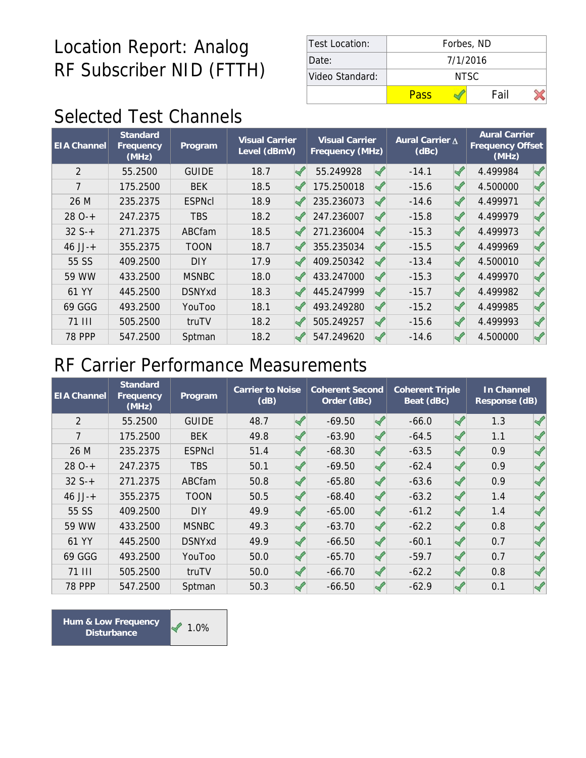# Location Report: Analog RF Subscriber NID (FTTH)

| Test Location: | Forbes, ND | |
|---|---|---|
| Date: | 7/1/2016 | |
| Video Standard: | NTSC | |
| | Pass ✓ | Fail ✗ |

## Selected Test Channels

| EIA Channel | Standard Frequency (MHz) | Program | Visual Carrier Level (dBmV) | | Visual Carrier Frequency (MHz) | | Aural Carrier Δ (dBc) | | Aural Carrier Frequency Offset (MHz) | |
|---|---|---|---|---|---|---|---|---|---|---|
| 2 | 55.2500 | GUIDE | 18.7 | ✓ | 55.249928 | ✓ | -14.1 | ✓ | 4.499984 | ✓ |
| 7 | 175.2500 | BEK | 18.5 | ✓ | 175.250018 | ✓ | -15.6 | ✓ | 4.500000 | ✓ |
| 26 M | 235.2375 | ESPNcl | 18.9 | ✓ | 235.236073 | ✓ | -14.6 | ✓ | 4.499971 | ✓ |
| 28 O-+ | 247.2375 | TBS | 18.2 | ✓ | 247.236007 | ✓ | -15.8 | ✓ | 4.499979 | ✓ |
| 32 S-+ | 271.2375 | ABCfam | 18.5 | ✓ | 271.236004 | ✓ | -15.3 | ✓ | 4.499973 | ✓ |
| 46 JJ-+ | 355.2375 | TOON | 18.7 | ✓ | 355.235034 | ✓ | -15.5 | ✓ | 4.499969 | ✓ |
| 55 SS | 409.2500 | DIY | 17.9 | ✓ | 409.250342 | ✓ | -13.4 | ✓ | 4.500010 | ✓ |
| 59 WW | 433.2500 | MSNBC | 18.0 | ✓ | 433.247000 | ✓ | -15.3 | ✓ | 4.499970 | ✓ |
| 61 YY | 445.2500 | DSNYxd | 18.3 | ✓ | 445.247999 | ✓ | -15.7 | ✓ | 4.499982 | ✓ |
| 69 GGG | 493.2500 | YouToo | 18.1 | ✓ | 493.249280 | ✓ | -15.2 | ✓ | 4.499985 | ✓ |
| 71 III | 505.2500 | truTV | 18.2 | ✓ | 505.249257 | ✓ | -15.6 | ✓ | 4.499993 | ✓ |
| 78 PPP | 547.2500 | Sptman | 18.2 | ✓ | 547.249620 | ✓ | -14.6 | ✓ | 4.500000 | ✓ |

## RF Carrier Performance Measurements

| EIA Channel | Standard Frequency (MHz) | Program | Carrier to Noise (dB) | | Coherent Second Order (dBc) | | Coherent Triple Beat (dBc) | | In Channel Response (dB) | |
|---|---|---|---|---|---|---|---|---|---|---|
| 2 | 55.2500 | GUIDE | 48.7 | ✓ | -69.50 | ✓ | -66.0 | ✓ | 1.3 | ✓ |
| 7 | 175.2500 | BEK | 49.8 | ✓ | -63.90 | ✓ | -64.5 | ✓ | 1.1 | ✓ |
| 26 M | 235.2375 | ESPNcl | 51.4 | ✓ | -68.30 | ✓ | -63.5 | ✓ | 0.9 | ✓ |
| 28 O-+ | 247.2375 | TBS | 50.1 | ✓ | -69.50 | ✓ | -62.4 | ✓ | 0.9 | ✓ |
| 32 S-+ | 271.2375 | ABCfam | 50.8 | ✓ | -65.80 | ✓ | -63.6 | ✓ | 0.9 | ✓ |
| 46 JJ-+ | 355.2375 | TOON | 50.5 | ✓ | -68.40 | ✓ | -63.2 | ✓ | 1.4 | ✓ |
| 55 SS | 409.2500 | DIY | 49.9 | ✓ | -65.00 | ✓ | -61.2 | ✓ | 1.4 | ✓ |
| 59 WW | 433.2500 | MSNBC | 49.3 | ✓ | -63.70 | ✓ | -62.2 | ✓ | 0.8 | ✓ |
| 61 YY | 445.2500 | DSNYxd | 49.9 | ✓ | -66.50 | ✓ | -60.1 | ✓ | 0.7 | ✓ |
| 69 GGG | 493.2500 | YouToo | 50.0 | ✓ | -65.70 | ✓ | -59.7 | ✓ | 0.7 | ✓ |
| 71 III | 505.2500 | truTV | 50.0 | ✓ | -66.70 | ✓ | -62.2 | ✓ | 0.8 | ✓ |
| 78 PPP | 547.2500 | Sptman | 50.3 | ✓ | -66.50 | ✓ | -62.9 | ✓ | 0.1 | ✓ |

| Hum & Low Frequency Disturbance | ✓ 1.0% |
|---|---|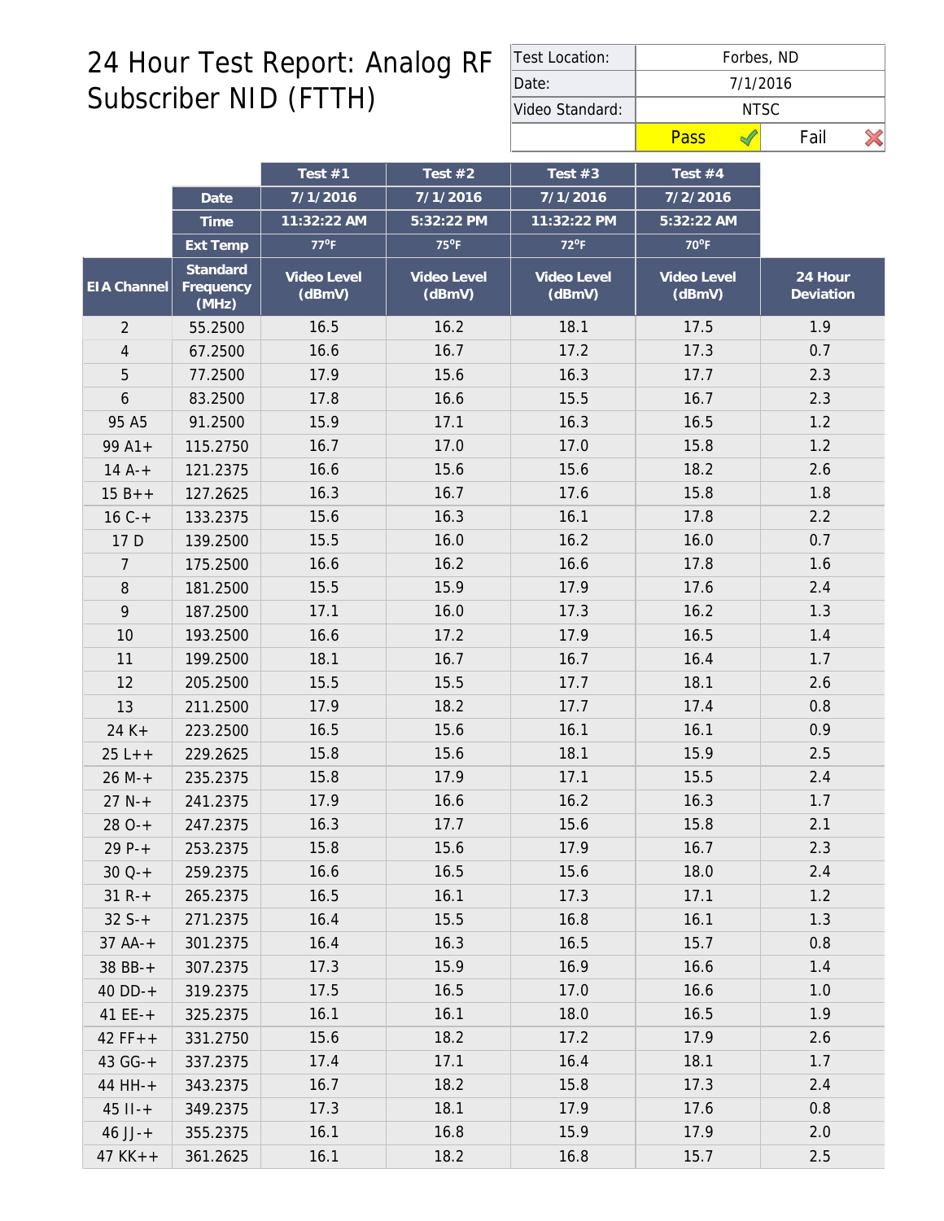# 24 Hour Test Report: Analog RF Subscriber NID (FTTH)

| Test Location: | Forbes, ND |
| --- | --- |
| Date: | 7/1/2016 |
| Video Standard: | NTSC |
| | Pass ✓ / Fail ✗ |

| | | Test #1 | Test #2 | Test #3 | Test #4 | |
| --- | --- | --- | --- | --- | --- | --- |
| | Date | 7/1/2016 | 7/1/2016 | 7/1/2016 | 7/2/2016 | |
| | Time | 11:32:22 AM | 5:32:22 PM | 11:32:22 PM | 5:32:22 AM | |
| | Ext Temp | 77°F | 75°F | 72°F | 70°F | |
| EIA Channel | Standard Frequency (MHz) | Video Level (dBmV) | Video Level (dBmV) | Video Level (dBmV) | Video Level (dBmV) | 24 Hour Deviation |
| 2 | 55.2500 | 16.5 | 16.2 | 18.1 | 17.5 | 1.9 |
| 4 | 67.2500 | 16.6 | 16.7 | 17.2 | 17.3 | 0.7 |
| 5 | 77.2500 | 17.9 | 15.6 | 16.3 | 17.7 | 2.3 |
| 6 | 83.2500 | 17.8 | 16.6 | 15.5 | 16.7 | 2.3 |
| 95 A5 | 91.2500 | 15.9 | 17.1 | 16.3 | 16.5 | 1.2 |
| 99 A1+ | 115.2750 | 16.7 | 17.0 | 17.0 | 15.8 | 1.2 |
| 14 A-+ | 121.2375 | 16.6 | 15.6 | 15.6 | 18.2 | 2.6 |
| 15 B++ | 127.2625 | 16.3 | 16.7 | 17.6 | 15.8 | 1.8 |
| 16 C-+ | 133.2375 | 15.6 | 16.3 | 16.1 | 17.8 | 2.2 |
| 17 D | 139.2500 | 15.5 | 16.0 | 16.2 | 16.0 | 0.7 |
| 7 | 175.2500 | 16.6 | 16.2 | 16.6 | 17.8 | 1.6 |
| 8 | 181.2500 | 15.5 | 15.9 | 17.9 | 17.6 | 2.4 |
| 9 | 187.2500 | 17.1 | 16.0 | 17.3 | 16.2 | 1.3 |
| 10 | 193.2500 | 16.6 | 17.2 | 17.9 | 16.5 | 1.4 |
| 11 | 199.2500 | 18.1 | 16.7 | 16.7 | 16.4 | 1.7 |
| 12 | 205.2500 | 15.5 | 15.5 | 17.7 | 18.1 | 2.6 |
| 13 | 211.2500 | 17.9 | 18.2 | 17.7 | 17.4 | 0.8 |
| 24 K+ | 223.2500 | 16.5 | 15.6 | 16.1 | 16.1 | 0.9 |
| 25 L++ | 229.2625 | 15.8 | 15.6 | 18.1 | 15.9 | 2.5 |
| 26 M-+ | 235.2375 | 15.8 | 17.9 | 17.1 | 15.5 | 2.4 |
| 27 N-+ | 241.2375 | 17.9 | 16.6 | 16.2 | 16.3 | 1.7 |
| 28 O-+ | 247.2375 | 16.3 | 17.7 | 15.6 | 15.8 | 2.1 |
| 29 P-+ | 253.2375 | 15.8 | 15.6 | 17.9 | 16.7 | 2.3 |
| 30 Q-+ | 259.2375 | 16.6 | 16.5 | 15.6 | 18.0 | 2.4 |
| 31 R-+ | 265.2375 | 16.5 | 16.1 | 17.3 | 17.1 | 1.2 |
| 32 S-+ | 271.2375 | 16.4 | 15.5 | 16.8 | 16.1 | 1.3 |
| 37 AA-+ | 301.2375 | 16.4 | 16.3 | 16.5 | 15.7 | 0.8 |
| 38 BB-+ | 307.2375 | 17.3 | 15.9 | 16.9 | 16.6 | 1.4 |
| 40 DD-+ | 319.2375 | 17.5 | 16.5 | 17.0 | 16.6 | 1.0 |
| 41 EE-+ | 325.2375 | 16.1 | 16.1 | 18.0 | 16.5 | 1.9 |
| 42 FF++ | 331.2750 | 15.6 | 18.2 | 17.2 | 17.9 | 2.6 |
| 43 GG-+ | 337.2375 | 17.4 | 17.1 | 16.4 | 18.1 | 1.7 |
| 44 HH-+ | 343.2375 | 16.7 | 18.2 | 15.8 | 17.3 | 2.4 |
| 45 II-+ | 349.2375 | 17.3 | 18.1 | 17.9 | 17.6 | 0.8 |
| 46 JJ-+ | 355.2375 | 16.1 | 16.8 | 15.9 | 17.9 | 2.0 |
| 47 KK++ | 361.2625 | 16.1 | 18.2 | 16.8 | 15.7 | 2.5 |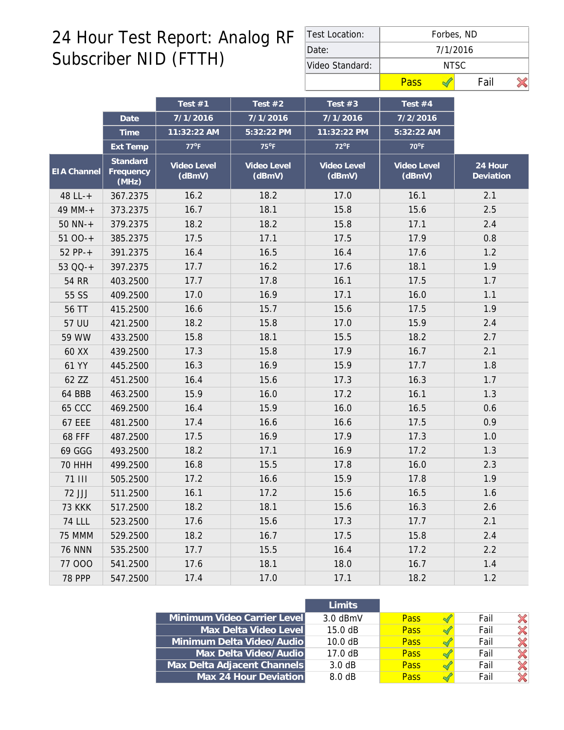# 24 Hour Test Report: Analog RF Subscriber NID (FTTH)

| Test Location: | Forbes, ND | |
|---|---|---|
| Date: | 7/1/2016 | |
| Video Standard: | NTSC | |
| | Pass ✓ | Fail ✗ |

| | | Test #1 | Test #2 | Test #3 | Test #4 | |
|---|---|---|---|---|---|---|
| | Date | 7/1/2016 | 7/1/2016 | 7/1/2016 | 7/2/2016 | |
| | Time | 11:32:22 AM | 5:32:22 PM | 11:32:22 PM | 5:32:22 AM | |
| | Ext Temp | 77°F | 75°F | 72°F | 70°F | |
| EIA Channel | Standard Frequency (MHz) | Video Level (dBmV) | Video Level (dBmV) | Video Level (dBmV) | Video Level (dBmV) | 24 Hour Deviation |
| 48 LL-+ | 367.2375 | 16.2 | 18.2 | 17.0 | 16.1 | 2.1 |
| 49 MM-+ | 373.2375 | 16.7 | 18.1 | 15.8 | 15.6 | 2.5 |
| 50 NN-+ | 379.2375 | 18.2 | 18.2 | 15.8 | 17.1 | 2.4 |
| 51 OO-+ | 385.2375 | 17.5 | 17.1 | 17.5 | 17.9 | 0.8 |
| 52 PP-+ | 391.2375 | 16.4 | 16.5 | 16.4 | 17.6 | 1.2 |
| 53 QQ-+ | 397.2375 | 17.7 | 16.2 | 17.6 | 18.1 | 1.9 |
| 54 RR | 403.2500 | 17.7 | 17.8 | 16.1 | 17.5 | 1.7 |
| 55 SS | 409.2500 | 17.0 | 16.9 | 17.1 | 16.0 | 1.1 |
| 56 TT | 415.2500 | 16.6 | 15.7 | 15.6 | 17.5 | 1.9 |
| 57 UU | 421.2500 | 18.2 | 15.8 | 17.0 | 15.9 | 2.4 |
| 59 WW | 433.2500 | 15.8 | 18.1 | 15.5 | 18.2 | 2.7 |
| 60 XX | 439.2500 | 17.3 | 15.8 | 17.9 | 16.7 | 2.1 |
| 61 YY | 445.2500 | 16.3 | 16.9 | 15.9 | 17.7 | 1.8 |
| 62 ZZ | 451.2500 | 16.4 | 15.6 | 17.3 | 16.3 | 1.7 |
| 64 BBB | 463.2500 | 15.9 | 16.0 | 17.2 | 16.1 | 1.3 |
| 65 CCC | 469.2500 | 16.4 | 15.9 | 16.0 | 16.5 | 0.6 |
| 67 EEE | 481.2500 | 17.4 | 16.6 | 16.6 | 17.5 | 0.9 |
| 68 FFF | 487.2500 | 17.5 | 16.9 | 17.9 | 17.3 | 1.0 |
| 69 GGG | 493.2500 | 18.2 | 17.1 | 16.9 | 17.2 | 1.3 |
| 70 HHH | 499.2500 | 16.8 | 15.5 | 17.8 | 16.0 | 2.3 |
| 71 III | 505.2500 | 17.2 | 16.6 | 15.9 | 17.8 | 1.9 |
| 72 JJJ | 511.2500 | 16.1 | 17.2 | 15.6 | 16.5 | 1.6 |
| 73 KKK | 517.2500 | 18.2 | 18.1 | 15.6 | 16.3 | 2.6 |
| 74 LLL | 523.2500 | 17.6 | 15.6 | 17.3 | 17.7 | 2.1 |
| 75 MMM | 529.2500 | 18.2 | 16.7 | 17.5 | 15.8 | 2.4 |
| 76 NNN | 535.2500 | 17.7 | 15.5 | 16.4 | 17.2 | 2.2 |
| 77 OOO | 541.2500 | 17.6 | 18.1 | 18.0 | 16.7 | 1.4 |
| 78 PPP | 547.2500 | 17.4 | 17.0 | 17.1 | 18.2 | 1.2 |

| | Limits | | |
|---|---|---|---|
| Minimum Video Carrier Level | 3.0 dBmV | Pass ✓ | Fail ✗ |
| Max Delta Video Level | 15.0 dB | Pass ✓ | Fail ✗ |
| Minimum Delta Video/Audio | 10.0 dB | Pass ✓ | Fail ✗ |
| Max Delta Video/Audio | 17.0 dB | Pass ✓ | Fail ✗ |
| Max Delta Adjacent Channels | 3.0 dB | Pass ✓ | Fail ✗ |
| Max 24 Hour Deviation | 8.0 dB | Pass ✓ | Fail ✗ |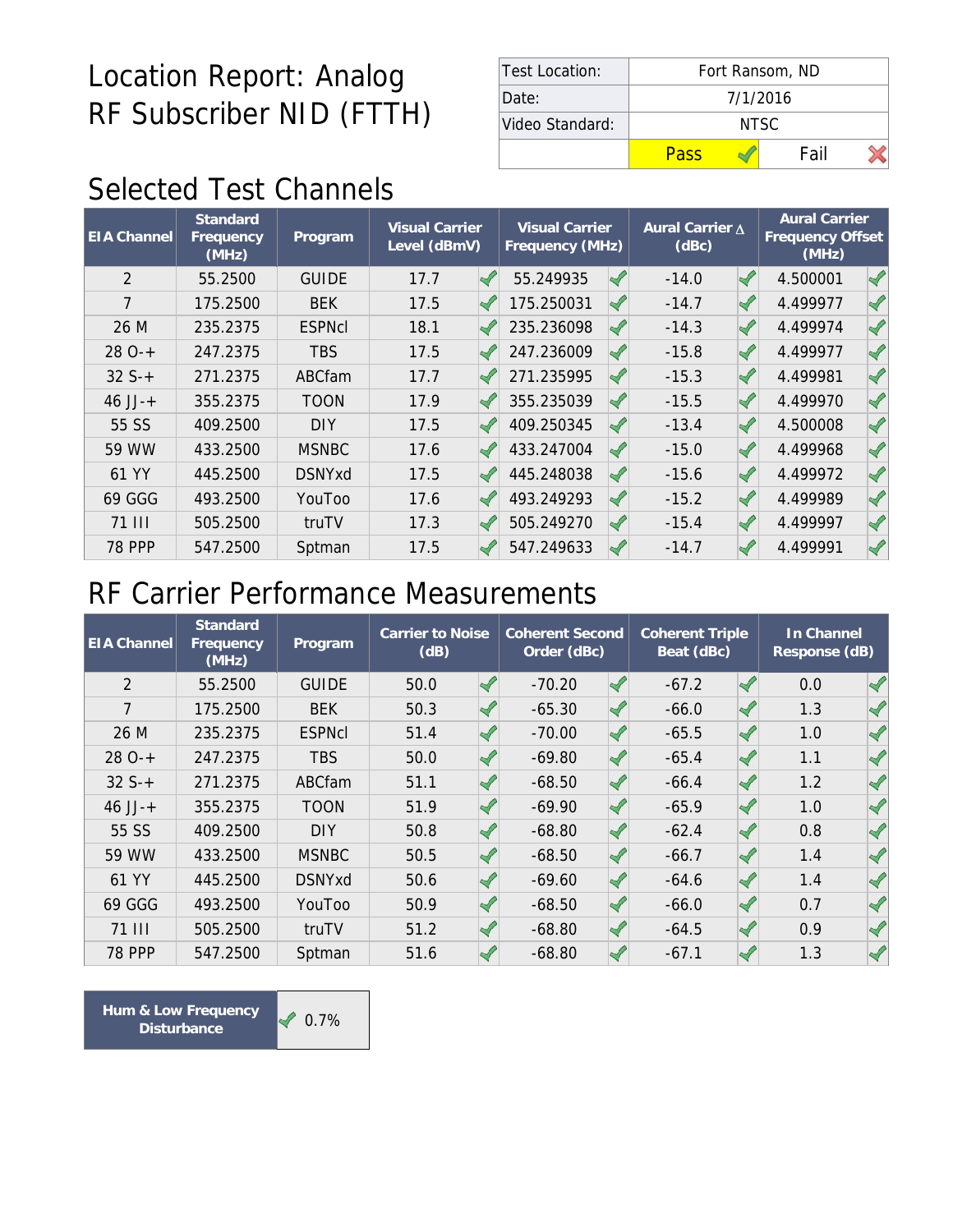# Location Report: Analog RF Subscriber NID (FTTH)

| Test Location: | Fort Ransom, ND | |
| --- | --- | --- |
| Date: | 7/1/2016 | |
| Video Standard: | NTSC | |
| | Pass ✓ | Fail ✗ |

## Selected Test Channels

| EIA Channel | Standard Frequency (MHz) | Program | Visual Carrier Level (dBmV) | | Visual Carrier Frequency (MHz) | | Aural Carrier Δ (dBc) | | Aural Carrier Frequency Offset (MHz) | |
| --- | --- | --- | --- | --- | --- | --- | --- | --- | --- | --- |
| 2 | 55.2500 | GUIDE | 17.7 | ✓ | 55.249935 | ✓ | -14.0 | ✓ | 4.500001 | ✓ |
| 7 | 175.2500 | BEK | 17.5 | ✓ | 175.250031 | ✓ | -14.7 | ✓ | 4.499977 | ✓ |
| 26 M | 235.2375 | ESPNcl | 18.1 | ✓ | 235.236098 | ✓ | -14.3 | ✓ | 4.499974 | ✓ |
| 28 O-+ | 247.2375 | TBS | 17.5 | ✓ | 247.236009 | ✓ | -15.8 | ✓ | 4.499977 | ✓ |
| 32 S-+ | 271.2375 | ABCfam | 17.7 | ✓ | 271.235995 | ✓ | -15.3 | ✓ | 4.499981 | ✓ |
| 46 JJ-+ | 355.2375 | TOON | 17.9 | ✓ | 355.235039 | ✓ | -15.5 | ✓ | 4.499970 | ✓ |
| 55 SS | 409.2500 | DIY | 17.5 | ✓ | 409.250345 | ✓ | -13.4 | ✓ | 4.500008 | ✓ |
| 59 WW | 433.2500 | MSNBC | 17.6 | ✓ | 433.247004 | ✓ | -15.0 | ✓ | 4.499968 | ✓ |
| 61 YY | 445.2500 | DSNYxd | 17.5 | ✓ | 445.248038 | ✓ | -15.6 | ✓ | 4.499972 | ✓ |
| 69 GGG | 493.2500 | YouToo | 17.6 | ✓ | 493.249293 | ✓ | -15.2 | ✓ | 4.499989 | ✓ |
| 71 III | 505.2500 | truTV | 17.3 | ✓ | 505.249270 | ✓ | -15.4 | ✓ | 4.499997 | ✓ |
| 78 PPP | 547.2500 | Sptman | 17.5 | ✓ | 547.249633 | ✓ | -14.7 | ✓ | 4.499991 | ✓ |

## RF Carrier Performance Measurements

| EIA Channel | Standard Frequency (MHz) | Program | Carrier to Noise (dB) | | Coherent Second Order (dBc) | | Coherent Triple Beat (dBc) | | In Channel Response (dB) | |
| --- | --- | --- | --- | --- | --- | --- | --- | --- | --- | --- |
| 2 | 55.2500 | GUIDE | 50.0 | ✓ | -70.20 | ✓ | -67.2 | ✓ | 0.0 | ✓ |
| 7 | 175.2500 | BEK | 50.3 | ✓ | -65.30 | ✓ | -66.0 | ✓ | 1.3 | ✓ |
| 26 M | 235.2375 | ESPNcl | 51.4 | ✓ | -70.00 | ✓ | -65.5 | ✓ | 1.0 | ✓ |
| 28 O-+ | 247.2375 | TBS | 50.0 | ✓ | -69.80 | ✓ | -65.4 | ✓ | 1.1 | ✓ |
| 32 S-+ | 271.2375 | ABCfam | 51.1 | ✓ | -68.50 | ✓ | -66.4 | ✓ | 1.2 | ✓ |
| 46 JJ-+ | 355.2375 | TOON | 51.9 | ✓ | -69.90 | ✓ | -65.9 | ✓ | 1.0 | ✓ |
| 55 SS | 409.2500 | DIY | 50.8 | ✓ | -68.80 | ✓ | -62.4 | ✓ | 0.8 | ✓ |
| 59 WW | 433.2500 | MSNBC | 50.5 | ✓ | -68.50 | ✓ | -66.7 | ✓ | 1.4 | ✓ |
| 61 YY | 445.2500 | DSNYxd | 50.6 | ✓ | -69.60 | ✓ | -64.6 | ✓ | 1.4 | ✓ |
| 69 GGG | 493.2500 | YouToo | 50.9 | ✓ | -68.50 | ✓ | -66.0 | ✓ | 0.7 | ✓ |
| 71 III | 505.2500 | truTV | 51.2 | ✓ | -68.80 | ✓ | -64.5 | ✓ | 0.9 | ✓ |
| 78 PPP | 547.2500 | Sptman | 51.6 | ✓ | -68.80 | ✓ | -67.1 | ✓ | 1.3 | ✓ |

| Hum & Low Frequency Disturbance | ✓ 0.7% |
| --- | --- |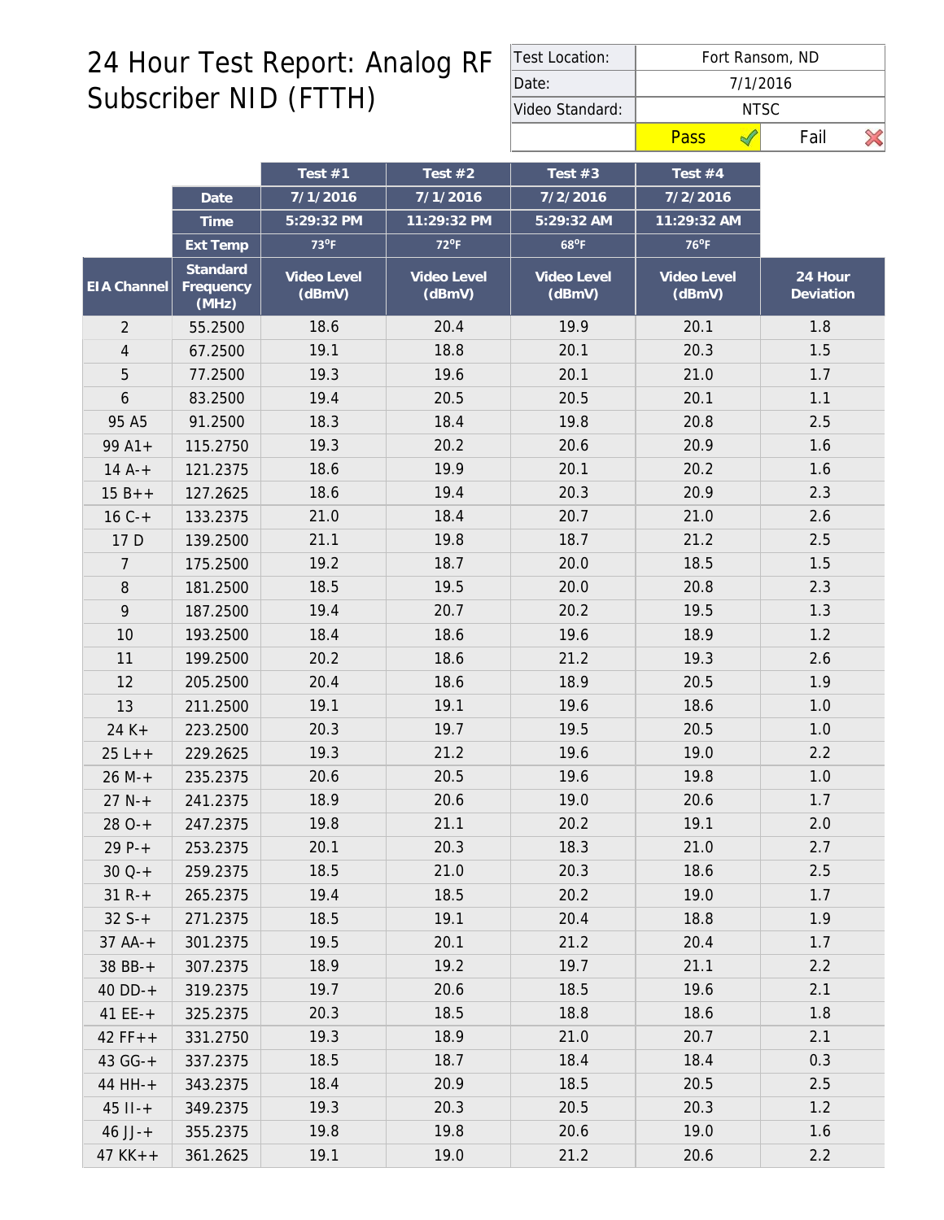# 24 Hour Test Report: Analog RF Subscriber NID (FTTH)

| Test Location: | Fort Ransom, ND |
| --- | --- |
| Date: | 7/1/2016 |
| Video Standard: | NTSC |
| Pass ✓ | Fail ✗ |

| | | Test #1 | Test #2 | Test #3 | Test #4 | |
| --- | --- | --- | --- | --- | --- | --- |
| | Date | 7/1/2016 | 7/1/2016 | 7/2/2016 | 7/2/2016 | |
| | Time | 5:29:32 PM | 11:29:32 PM | 5:29:32 AM | 11:29:32 AM | |
| | Ext Temp | 73°F | 72°F | 68°F | 76°F | |
| EIA Channel | Standard Frequency (MHz) | Video Level (dBmV) | Video Level (dBmV) | Video Level (dBmV) | Video Level (dBmV) | 24 Hour Deviation |
| 2 | 55.2500 | 18.6 | 20.4 | 19.9 | 20.1 | 1.8 |
| 4 | 67.2500 | 19.1 | 18.8 | 20.1 | 20.3 | 1.5 |
| 5 | 77.2500 | 19.3 | 19.6 | 20.1 | 21.0 | 1.7 |
| 6 | 83.2500 | 19.4 | 20.5 | 20.5 | 20.1 | 1.1 |
| 95 A5 | 91.2500 | 18.3 | 18.4 | 19.8 | 20.8 | 2.5 |
| 99 A1+ | 115.2750 | 19.3 | 20.2 | 20.6 | 20.9 | 1.6 |
| 14 A-+ | 121.2375 | 18.6 | 19.9 | 20.1 | 20.2 | 1.6 |
| 15 B++ | 127.2625 | 18.6 | 19.4 | 20.3 | 20.9 | 2.3 |
| 16 C-+ | 133.2375 | 21.0 | 18.4 | 20.7 | 21.0 | 2.6 |
| 17 D | 139.2500 | 21.1 | 19.8 | 18.7 | 21.2 | 2.5 |
| 7 | 175.2500 | 19.2 | 18.7 | 20.0 | 18.5 | 1.5 |
| 8 | 181.2500 | 18.5 | 19.5 | 20.0 | 20.8 | 2.3 |
| 9 | 187.2500 | 19.4 | 20.7 | 20.2 | 19.5 | 1.3 |
| 10 | 193.2500 | 18.4 | 18.6 | 19.6 | 18.9 | 1.2 |
| 11 | 199.2500 | 20.2 | 18.6 | 21.2 | 19.3 | 2.6 |
| 12 | 205.2500 | 20.4 | 18.6 | 18.9 | 20.5 | 1.9 |
| 13 | 211.2500 | 19.1 | 19.1 | 19.6 | 18.6 | 1.0 |
| 24 K+ | 223.2500 | 20.3 | 19.7 | 19.5 | 20.5 | 1.0 |
| 25 L++ | 229.2625 | 19.3 | 21.2 | 19.6 | 19.0 | 2.2 |
| 26 M-+ | 235.2375 | 20.6 | 20.5 | 19.6 | 19.8 | 1.0 |
| 27 N-+ | 241.2375 | 18.9 | 20.6 | 19.0 | 20.6 | 1.7 |
| 28 O-+ | 247.2375 | 19.8 | 21.1 | 20.2 | 19.1 | 2.0 |
| 29 P-+ | 253.2375 | 20.1 | 20.3 | 18.3 | 21.0 | 2.7 |
| 30 Q-+ | 259.2375 | 18.5 | 21.0 | 20.3 | 18.6 | 2.5 |
| 31 R-+ | 265.2375 | 19.4 | 18.5 | 20.2 | 19.0 | 1.7 |
| 32 S-+ | 271.2375 | 18.5 | 19.1 | 20.4 | 18.8 | 1.9 |
| 37 AA-+ | 301.2375 | 19.5 | 20.1 | 21.2 | 20.4 | 1.7 |
| 38 BB-+ | 307.2375 | 18.9 | 19.2 | 19.7 | 21.1 | 2.2 |
| 40 DD-+ | 319.2375 | 19.7 | 20.6 | 18.5 | 19.6 | 2.1 |
| 41 EE-+ | 325.2375 | 20.3 | 18.5 | 18.8 | 18.6 | 1.8 |
| 42 FF++ | 331.2750 | 19.3 | 18.9 | 21.0 | 20.7 | 2.1 |
| 43 GG-+ | 337.2375 | 18.5 | 18.7 | 18.4 | 18.4 | 0.3 |
| 44 HH-+ | 343.2375 | 18.4 | 20.9 | 18.5 | 20.5 | 2.5 |
| 45 II-+ | 349.2375 | 19.3 | 20.3 | 20.5 | 20.3 | 1.2 |
| 46 JJ-+ | 355.2375 | 19.8 | 19.8 | 20.6 | 19.0 | 1.6 |
| 47 KK++ | 361.2625 | 19.1 | 19.0 | 21.2 | 20.6 | 2.2 |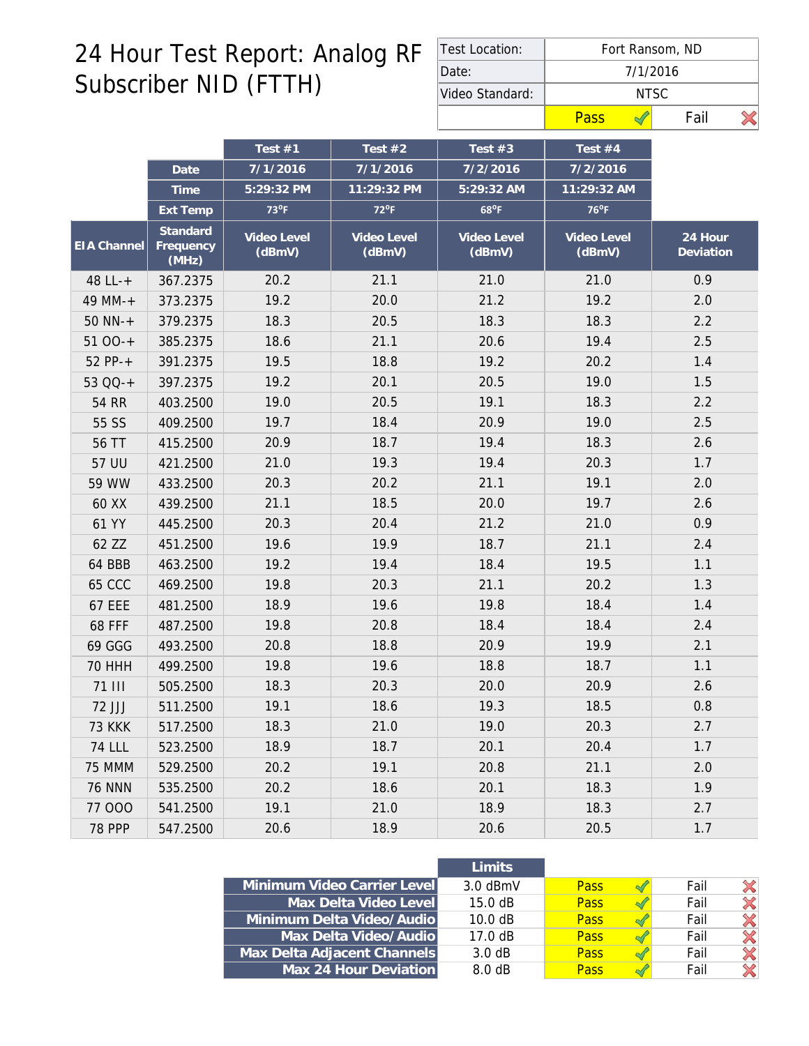# 24 Hour Test Report: Analog RF Subscriber NID (FTTH)

| Test Location: | Fort Ransom, ND | |
|---|---|---|
| Date: | 7/1/2016 | |
| Video Standard: | NTSC | |
| | Pass ✓ | Fail ✗ |

| | | Test #1 | Test #2 | Test #3 | Test #4 | |
|---|---|---|---|---|---|---|
| | Date | 7/1/2016 | 7/1/2016 | 7/2/2016 | 7/2/2016 | |
| | Time | 5:29:32 PM | 11:29:32 PM | 5:29:32 AM | 11:29:32 AM | |
| | Ext Temp | 73°F | 72°F | 68°F | 76°F | |
| EIA Channel | Standard Frequency (MHz) | Video Level (dBmV) | Video Level (dBmV) | Video Level (dBmV) | Video Level (dBmV) | 24 Hour Deviation |
| 48 LL-+ | 367.2375 | 20.2 | 21.1 | 21.0 | 21.0 | 0.9 |
| 49 MM-+ | 373.2375 | 19.2 | 20.0 | 21.2 | 19.2 | 2.0 |
| 50 NN-+ | 379.2375 | 18.3 | 20.5 | 18.3 | 18.3 | 2.2 |
| 51 OO-+ | 385.2375 | 18.6 | 21.1 | 20.6 | 19.4 | 2.5 |
| 52 PP-+ | 391.2375 | 19.5 | 18.8 | 19.2 | 20.2 | 1.4 |
| 53 QQ-+ | 397.2375 | 19.2 | 20.1 | 20.5 | 19.0 | 1.5 |
| 54 RR | 403.2500 | 19.0 | 20.5 | 19.1 | 18.3 | 2.2 |
| 55 SS | 409.2500 | 19.7 | 18.4 | 20.9 | 19.0 | 2.5 |
| 56 TT | 415.2500 | 20.9 | 18.7 | 19.4 | 18.3 | 2.6 |
| 57 UU | 421.2500 | 21.0 | 19.3 | 19.4 | 20.3 | 1.7 |
| 59 WW | 433.2500 | 20.3 | 20.2 | 21.1 | 19.1 | 2.0 |
| 60 XX | 439.2500 | 21.1 | 18.5 | 20.0 | 19.7 | 2.6 |
| 61 YY | 445.2500 | 20.3 | 20.4 | 21.2 | 21.0 | 0.9 |
| 62 ZZ | 451.2500 | 19.6 | 19.9 | 18.7 | 21.1 | 2.4 |
| 64 BBB | 463.2500 | 19.2 | 19.4 | 18.4 | 19.5 | 1.1 |
| 65 CCC | 469.2500 | 19.8 | 20.3 | 21.1 | 20.2 | 1.3 |
| 67 EEE | 481.2500 | 18.9 | 19.6 | 19.8 | 18.4 | 1.4 |
| 68 FFF | 487.2500 | 19.8 | 20.8 | 18.4 | 18.4 | 2.4 |
| 69 GGG | 493.2500 | 20.8 | 18.8 | 20.9 | 19.9 | 2.1 |
| 70 HHH | 499.2500 | 19.8 | 19.6 | 18.8 | 18.7 | 1.1 |
| 71 III | 505.2500 | 18.3 | 20.3 | 20.0 | 20.9 | 2.6 |
| 72 JJJ | 511.2500 | 19.1 | 18.6 | 19.3 | 18.5 | 0.8 |
| 73 KKK | 517.2500 | 18.3 | 21.0 | 19.0 | 20.3 | 2.7 |
| 74 LLL | 523.2500 | 18.9 | 18.7 | 20.1 | 20.4 | 1.7 |
| 75 MMM | 529.2500 | 20.2 | 19.1 | 20.8 | 21.1 | 2.0 |
| 76 NNN | 535.2500 | 20.2 | 18.6 | 20.1 | 18.3 | 1.9 |
| 77 OOO | 541.2500 | 19.1 | 21.0 | 18.9 | 18.3 | 2.7 |
| 78 PPP | 547.2500 | 20.6 | 18.9 | 20.6 | 20.5 | 1.7 |

| | Limits | | |
|---|---|---|---|
| Minimum Video Carrier Level | 3.0 dBmV | Pass ✓ | Fail ✗ |
| Max Delta Video Level | 15.0 dB | Pass ✓ | Fail ✗ |
| Minimum Delta Video/Audio | 10.0 dB | Pass ✓ | Fail ✗ |
| Max Delta Video/Audio | 17.0 dB | Pass ✓ | Fail ✗ |
| Max Delta Adjacent Channels | 3.0 dB | Pass ✓ | Fail ✗ |
| Max 24 Hour Deviation | 8.0 dB | Pass ✓ | Fail ✗ |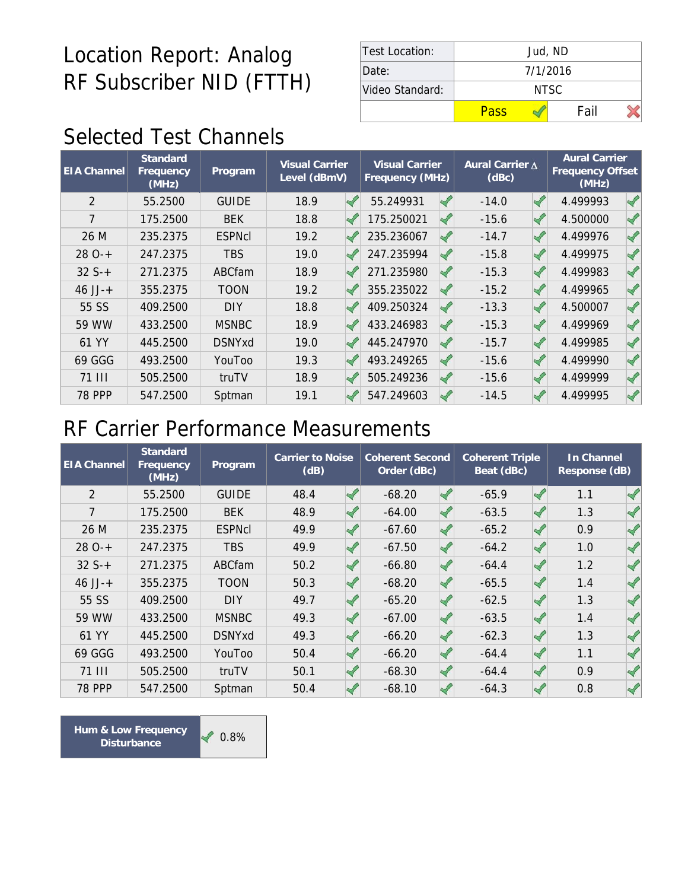# Location Report: Analog RF Subscriber NID (FTTH)

| Test Location: | Jud, ND | |
|---|---|---|
| Date: | 7/1/2016 | |
| Video Standard: | NTSC | |
| | Pass ✓ | Fail ✗ |

## Selected Test Channels

| EIA Channel | Standard Frequency (MHz) | Program | Visual Carrier Level (dBmV) | Visual Carrier Frequency (MHz) | Aural Carrier Δ (dBc) | Aural Carrier Frequency Offset (MHz) |
|---|---|---|---|---|---|---|
| 2 | 55.2500 | GUIDE | 18.9 ✓ | 55.249931 ✓ | -14.0 ✓ | 4.499993 ✓ |
| 7 | 175.2500 | BEK | 18.8 ✓ | 175.250021 ✓ | -15.6 ✓ | 4.500000 ✓ |
| 26 M | 235.2375 | ESPNcl | 19.2 ✓ | 235.236067 ✓ | -14.7 ✓ | 4.499976 ✓ |
| 28 O-+ | 247.2375 | TBS | 19.0 ✓ | 247.235994 ✓ | -15.8 ✓ | 4.499975 ✓ |
| 32 S-+ | 271.2375 | ABCfam | 18.9 ✓ | 271.235980 ✓ | -15.3 ✓ | 4.499983 ✓ |
| 46 JJ-+ | 355.2375 | TOON | 19.2 ✓ | 355.235022 ✓ | -15.2 ✓ | 4.499965 ✓ |
| 55 SS | 409.2500 | DIY | 18.8 ✓ | 409.250324 ✓ | -13.3 ✓ | 4.500007 ✓ |
| 59 WW | 433.2500 | MSNBC | 18.9 ✓ | 433.246983 ✓ | -15.3 ✓ | 4.499969 ✓ |
| 61 YY | 445.2500 | DSNYxd | 19.0 ✓ | 445.247970 ✓ | -15.7 ✓ | 4.499985 ✓ |
| 69 GGG | 493.2500 | YouToo | 19.3 ✓ | 493.249265 ✓ | -15.6 ✓ | 4.499990 ✓ |
| 71 III | 505.2500 | truTV | 18.9 ✓ | 505.249236 ✓ | -15.6 ✓ | 4.499999 ✓ |
| 78 PPP | 547.2500 | Sptman | 19.1 ✓ | 547.249603 ✓ | -14.5 ✓ | 4.499995 ✓ |

## RF Carrier Performance Measurements

| EIA Channel | Standard Frequency (MHz) | Program | Carrier to Noise (dB) | Coherent Second Order (dBc) | Coherent Triple Beat (dBc) | In Channel Response (dB) |
|---|---|---|---|---|---|---|
| 2 | 55.2500 | GUIDE | 48.4 ✓ | -68.20 ✓ | -65.9 ✓ | 1.1 ✓ |
| 7 | 175.2500 | BEK | 48.9 ✓ | -64.00 ✓ | -63.5 ✓ | 1.3 ✓ |
| 26 M | 235.2375 | ESPNcl | 49.9 ✓ | -67.60 ✓ | -65.2 ✓ | 0.9 ✓ |
| 28 O-+ | 247.2375 | TBS | 49.9 ✓ | -67.50 ✓ | -64.2 ✓ | 1.0 ✓ |
| 32 S-+ | 271.2375 | ABCfam | 50.2 ✓ | -66.80 ✓ | -64.4 ✓ | 1.2 ✓ |
| 46 JJ-+ | 355.2375 | TOON | 50.3 ✓ | -68.20 ✓ | -65.5 ✓ | 1.4 ✓ |
| 55 SS | 409.2500 | DIY | 49.7 ✓ | -65.20 ✓ | -62.5 ✓ | 1.3 ✓ |
| 59 WW | 433.2500 | MSNBC | 49.3 ✓ | -67.00 ✓ | -63.5 ✓ | 1.4 ✓ |
| 61 YY | 445.2500 | DSNYxd | 49.3 ✓ | -66.20 ✓ | -62.3 ✓ | 1.3 ✓ |
| 69 GGG | 493.2500 | YouToo | 50.4 ✓ | -66.20 ✓ | -64.4 ✓ | 1.1 ✓ |
| 71 III | 505.2500 | truTV | 50.1 ✓ | -68.30 ✓ | -64.4 ✓ | 0.9 ✓ |
| 78 PPP | 547.2500 | Sptman | 50.4 ✓ | -68.10 ✓ | -64.3 ✓ | 0.8 ✓ |

| Hum & Low Frequency Disturbance | ✓ 0.8% |
|---|---|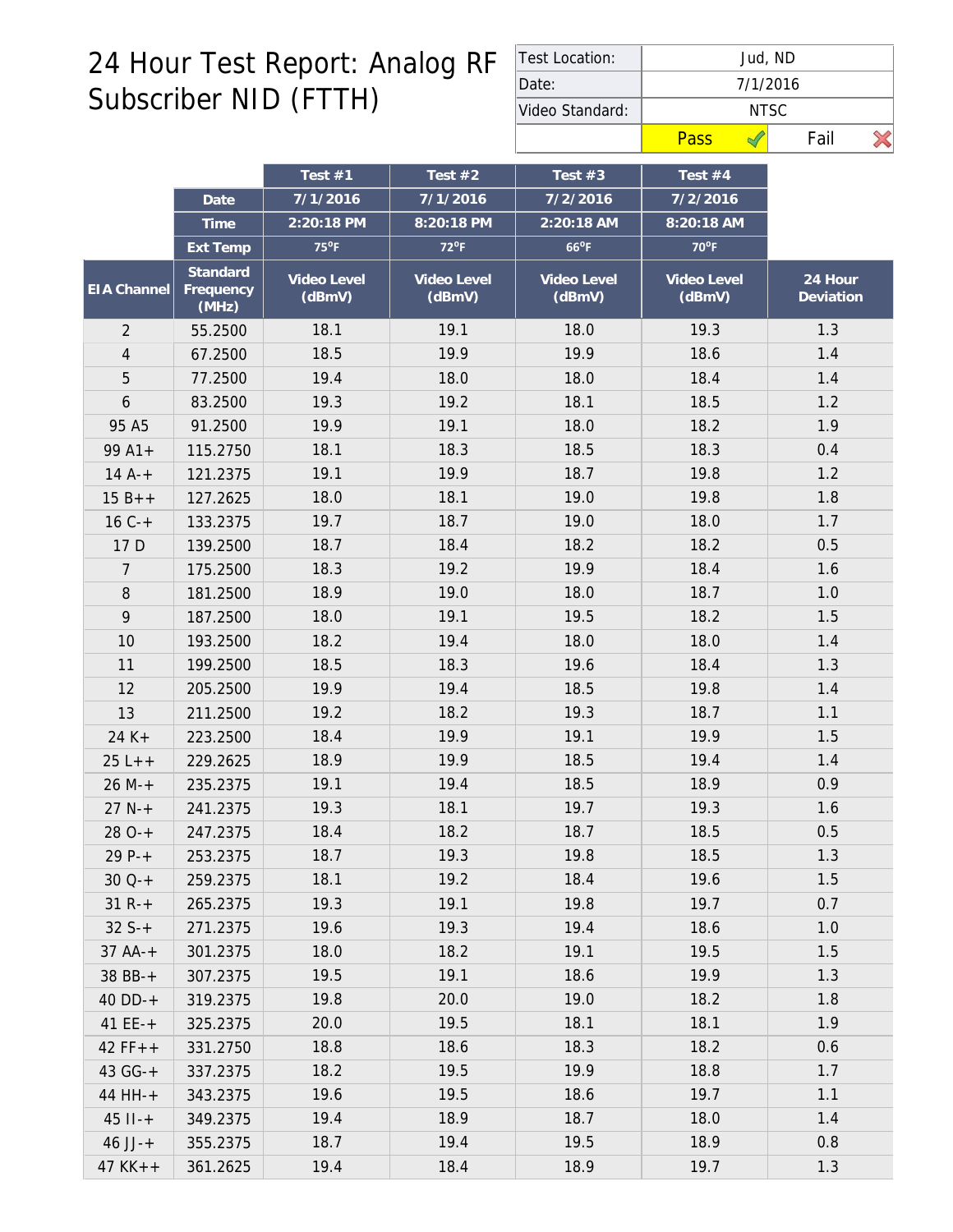# 24 Hour Test Report: Analog RF Subscriber NID (FTTH)

| Test Location: | Jud, ND |
|---|---|
| Date: | 7/1/2016 |
| Video Standard: | NTSC |
| | Pass ✓ (highlighted) / Fail ✗ |

| | | Test #1 | Test #2 | Test #3 | Test #4 | |
|---|---|---|---|---|---|---|
| | Date | 7/1/2016 | 7/1/2016 | 7/2/2016 | 7/2/2016 | |
| | Time | 2:20:18 PM | 8:20:18 PM | 2:20:18 AM | 8:20:18 AM | |
| | Ext Temp | 75°F | 72°F | 66°F | 70°F | |
| EIA Channel | Standard Frequency (MHz) | Video Level (dBmV) | Video Level (dBmV) | Video Level (dBmV) | Video Level (dBmV) | 24 Hour Deviation |
| 2 | 55.2500 | 18.1 | 19.1 | 18.0 | 19.3 | 1.3 |
| 4 | 67.2500 | 18.5 | 19.9 | 19.9 | 18.6 | 1.4 |
| 5 | 77.2500 | 19.4 | 18.0 | 18.0 | 18.4 | 1.4 |
| 6 | 83.2500 | 19.3 | 19.2 | 18.1 | 18.5 | 1.2 |
| 95 A5 | 91.2500 | 19.9 | 19.1 | 18.0 | 18.2 | 1.9 |
| 99 A1+ | 115.2750 | 18.1 | 18.3 | 18.5 | 18.3 | 0.4 |
| 14 A-+ | 121.2375 | 19.1 | 19.9 | 18.7 | 19.8 | 1.2 |
| 15 B++ | 127.2625 | 18.0 | 18.1 | 19.0 | 19.8 | 1.8 |
| 16 C-+ | 133.2375 | 19.7 | 18.7 | 19.0 | 18.0 | 1.7 |
| 17 D | 139.2500 | 18.7 | 18.4 | 18.2 | 18.2 | 0.5 |
| 7 | 175.2500 | 18.3 | 19.2 | 19.9 | 18.4 | 1.6 |
| 8 | 181.2500 | 18.9 | 19.0 | 18.0 | 18.7 | 1.0 |
| 9 | 187.2500 | 18.0 | 19.1 | 19.5 | 18.2 | 1.5 |
| 10 | 193.2500 | 18.2 | 19.4 | 18.0 | 18.0 | 1.4 |
| 11 | 199.2500 | 18.5 | 18.3 | 19.6 | 18.4 | 1.3 |
| 12 | 205.2500 | 19.9 | 19.4 | 18.5 | 19.8 | 1.4 |
| 13 | 211.2500 | 19.2 | 18.2 | 19.3 | 18.7 | 1.1 |
| 24 K+ | 223.2500 | 18.4 | 19.9 | 19.1 | 19.9 | 1.5 |
| 25 L++ | 229.2625 | 18.9 | 19.9 | 18.5 | 19.4 | 1.4 |
| 26 M-+ | 235.2375 | 19.1 | 19.4 | 18.5 | 18.9 | 0.9 |
| 27 N-+ | 241.2375 | 19.3 | 18.1 | 19.7 | 19.3 | 1.6 |
| 28 O-+ | 247.2375 | 18.4 | 18.2 | 18.7 | 18.5 | 0.5 |
| 29 P-+ | 253.2375 | 18.7 | 19.3 | 19.8 | 18.5 | 1.3 |
| 30 Q-+ | 259.2375 | 18.1 | 19.2 | 18.4 | 19.6 | 1.5 |
| 31 R-+ | 265.2375 | 19.3 | 19.1 | 19.8 | 19.7 | 0.7 |
| 32 S-+ | 271.2375 | 19.6 | 19.3 | 19.4 | 18.6 | 1.0 |
| 37 AA-+ | 301.2375 | 18.0 | 18.2 | 19.1 | 19.5 | 1.5 |
| 38 BB-+ | 307.2375 | 19.5 | 19.1 | 18.6 | 19.9 | 1.3 |
| 40 DD-+ | 319.2375 | 19.8 | 20.0 | 19.0 | 18.2 | 1.8 |
| 41 EE-+ | 325.2375 | 20.0 | 19.5 | 18.1 | 18.1 | 1.9 |
| 42 FF++ | 331.2750 | 18.8 | 18.6 | 18.3 | 18.2 | 0.6 |
| 43 GG-+ | 337.2375 | 18.2 | 19.5 | 19.9 | 18.8 | 1.7 |
| 44 HH-+ | 343.2375 | 19.6 | 19.5 | 18.6 | 19.7 | 1.1 |
| 45 II-+ | 349.2375 | 19.4 | 18.9 | 18.7 | 18.0 | 1.4 |
| 46 JJ-+ | 355.2375 | 18.7 | 19.4 | 19.5 | 18.9 | 0.8 |
| 47 KK++ | 361.2625 | 19.4 | 18.4 | 18.9 | 19.7 | 1.3 |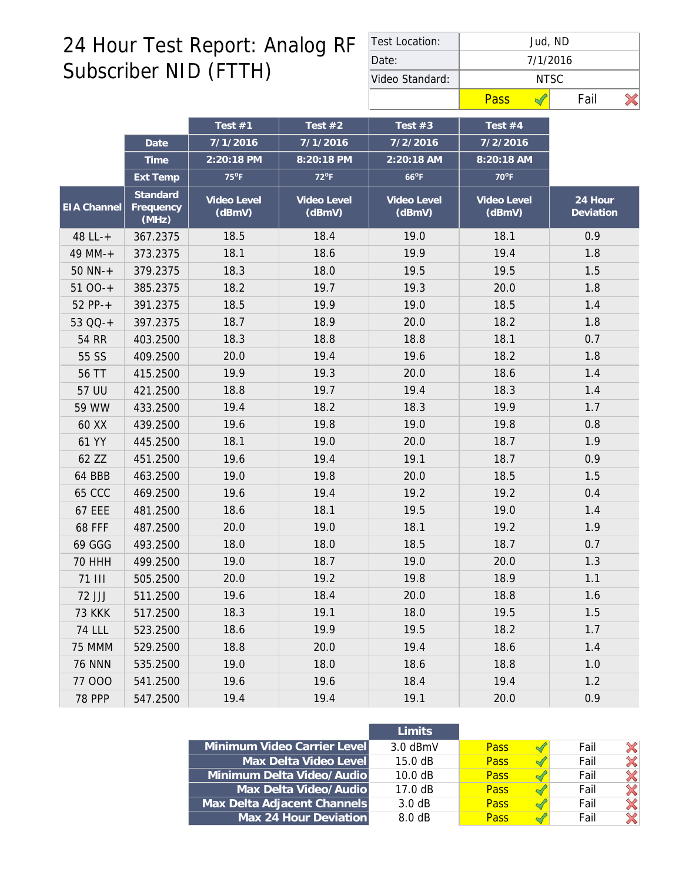# 24 Hour Test Report: Analog RF Subscriber NID (FTTH)

| Test Location: | Jud, ND | |
|---|---|---|
| Date: | 7/1/2016 | |
| Video Standard: | NTSC | |
| | Pass ✓ | Fail ✗ |

| | | Test #1 | Test #2 | Test #3 | Test #4 | |
|---|---|---|---|---|---|---|
| | Date | 7/1/2016 | 7/1/2016 | 7/2/2016 | 7/2/2016 | |
| | Time | 2:20:18 PM | 8:20:18 PM | 2:20:18 AM | 8:20:18 AM | |
| | Ext Temp | 75°F | 72°F | 66°F | 70°F | |
| EIA Channel | Standard Frequency (MHz) | Video Level (dBmV) | Video Level (dBmV) | Video Level (dBmV) | Video Level (dBmV) | 24 Hour Deviation |
| 48 LL-+ | 367.2375 | 18.5 | 18.4 | 19.0 | 18.1 | 0.9 |
| 49 MM-+ | 373.2375 | 18.1 | 18.6 | 19.9 | 19.4 | 1.8 |
| 50 NN-+ | 379.2375 | 18.3 | 18.0 | 19.5 | 19.5 | 1.5 |
| 51 OO-+ | 385.2375 | 18.2 | 19.7 | 19.3 | 20.0 | 1.8 |
| 52 PP-+ | 391.2375 | 18.5 | 19.9 | 19.0 | 18.5 | 1.4 |
| 53 QQ-+ | 397.2375 | 18.7 | 18.9 | 20.0 | 18.2 | 1.8 |
| 54 RR | 403.2500 | 18.3 | 18.8 | 18.8 | 18.1 | 0.7 |
| 55 SS | 409.2500 | 20.0 | 19.4 | 19.6 | 18.2 | 1.8 |
| 56 TT | 415.2500 | 19.9 | 19.3 | 20.0 | 18.6 | 1.4 |
| 57 UU | 421.2500 | 18.8 | 19.7 | 19.4 | 18.3 | 1.4 |
| 59 WW | 433.2500 | 19.4 | 18.2 | 18.3 | 19.9 | 1.7 |
| 60 XX | 439.2500 | 19.6 | 19.8 | 19.0 | 19.8 | 0.8 |
| 61 YY | 445.2500 | 18.1 | 19.0 | 20.0 | 18.7 | 1.9 |
| 62 ZZ | 451.2500 | 19.6 | 19.4 | 19.1 | 18.7 | 0.9 |
| 64 BBB | 463.2500 | 19.0 | 19.8 | 20.0 | 18.5 | 1.5 |
| 65 CCC | 469.2500 | 19.6 | 19.4 | 19.2 | 19.2 | 0.4 |
| 67 EEE | 481.2500 | 18.6 | 18.1 | 19.5 | 19.0 | 1.4 |
| 68 FFF | 487.2500 | 20.0 | 19.0 | 18.1 | 19.2 | 1.9 |
| 69 GGG | 493.2500 | 18.0 | 18.0 | 18.5 | 18.7 | 0.7 |
| 70 HHH | 499.2500 | 19.0 | 18.7 | 19.0 | 20.0 | 1.3 |
| 71 III | 505.2500 | 20.0 | 19.2 | 19.8 | 18.9 | 1.1 |
| 72 JJJ | 511.2500 | 19.6 | 18.4 | 20.0 | 18.8 | 1.6 |
| 73 KKK | 517.2500 | 18.3 | 19.1 | 18.0 | 19.5 | 1.5 |
| 74 LLL | 523.2500 | 18.6 | 19.9 | 19.5 | 18.2 | 1.7 |
| 75 MMM | 529.2500 | 18.8 | 20.0 | 19.4 | 18.6 | 1.4 |
| 76 NNN | 535.2500 | 19.0 | 18.0 | 18.6 | 18.8 | 1.0 |
| 77 OOO | 541.2500 | 19.6 | 19.6 | 18.4 | 19.4 | 1.2 |
| 78 PPP | 547.2500 | 19.4 | 19.4 | 19.1 | 20.0 | 0.9 |

| | Limits | | |
|---|---|---|---|
| Minimum Video Carrier Level | 3.0 dBmV | Pass ✓ | Fail ✗ |
| Max Delta Video Level | 15.0 dB | Pass ✓ | Fail ✗ |
| Minimum Delta Video/Audio | 10.0 dB | Pass ✓ | Fail ✗ |
| Max Delta Video/Audio | 17.0 dB | Pass ✓ | Fail ✗ |
| Max Delta Adjacent Channels | 3.0 dB | Pass ✓ | Fail ✗ |
| Max 24 Hour Deviation | 8.0 dB | Pass ✓ | Fail ✗ |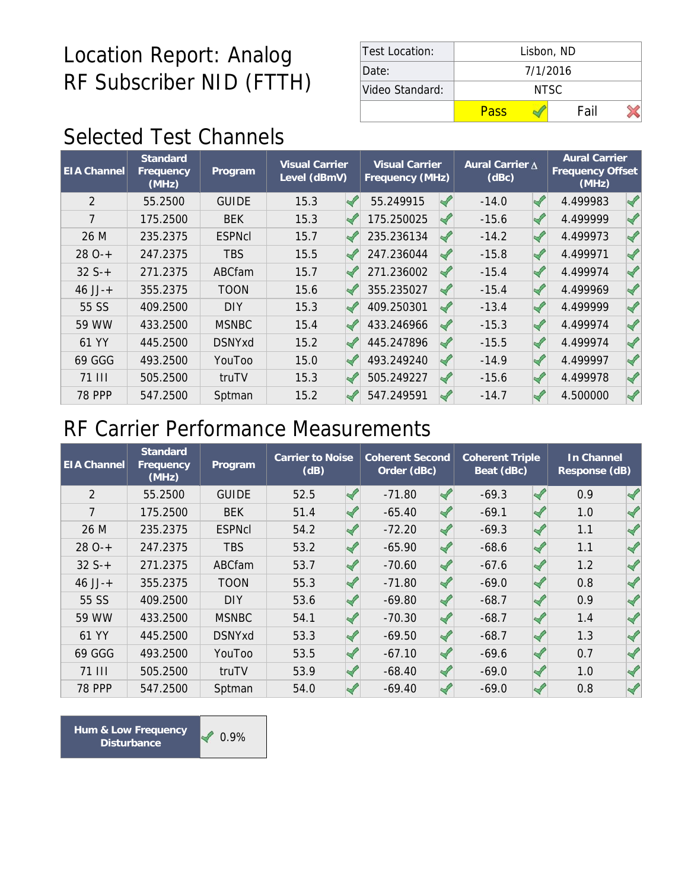# Location Report: Analog RF Subscriber NID (FTTH)

| Test Location: | Lisbon, ND | |
|---|---|---|
| Date: | 7/1/2016 | |
| Video Standard: | NTSC | |
| | Pass ✓ | Fail ✗ |

## Selected Test Channels

| EIA Channel | Standard Frequency (MHz) | Program | Visual Carrier Level (dBmV) | Visual Carrier Frequency (MHz) | Aural Carrier Δ (dBc) | Aural Carrier Frequency Offset (MHz) |
|---|---|---|---|---|---|---|
| 2 | 55.2500 | GUIDE | 15.3 ✓ | 55.249915 ✓ | -14.0 ✓ | 4.499983 ✓ |
| 7 | 175.2500 | BEK | 15.3 ✓ | 175.250025 ✓ | -15.6 ✓ | 4.499999 ✓ |
| 26 M | 235.2375 | ESPNcl | 15.7 ✓ | 235.236134 ✓ | -14.2 ✓ | 4.499973 ✓ |
| 28 O-+ | 247.2375 | TBS | 15.5 ✓ | 247.236044 ✓ | -15.8 ✓ | 4.499971 ✓ |
| 32 S-+ | 271.2375 | ABCfam | 15.7 ✓ | 271.236002 ✓ | -15.4 ✓ | 4.499974 ✓ |
| 46 JJ-+ | 355.2375 | TOON | 15.6 ✓ | 355.235027 ✓ | -15.4 ✓ | 4.499969 ✓ |
| 55 SS | 409.2500 | DIY | 15.3 ✓ | 409.250301 ✓ | -13.4 ✓ | 4.499999 ✓ |
| 59 WW | 433.2500 | MSNBC | 15.4 ✓ | 433.246966 ✓ | -15.3 ✓ | 4.499974 ✓ |
| 61 YY | 445.2500 | DSNYxd | 15.2 ✓ | 445.247896 ✓ | -15.5 ✓ | 4.499974 ✓ |
| 69 GGG | 493.2500 | YouToo | 15.0 ✓ | 493.249240 ✓ | -14.9 ✓ | 4.499997 ✓ |
| 71 III | 505.2500 | truTV | 15.3 ✓ | 505.249227 ✓ | -15.6 ✓ | 4.499978 ✓ |
| 78 PPP | 547.2500 | Sptman | 15.2 ✓ | 547.249591 ✓ | -14.7 ✓ | 4.500000 ✓ |

## RF Carrier Performance Measurements

| EIA Channel | Standard Frequency (MHz) | Program | Carrier to Noise (dB) | Coherent Second Order (dBc) | Coherent Triple Beat (dBc) | In Channel Response (dB) |
|---|---|---|---|---|---|---|
| 2 | 55.2500 | GUIDE | 52.5 ✓ | -71.80 ✓ | -69.3 ✓ | 0.9 ✓ |
| 7 | 175.2500 | BEK | 51.4 ✓ | -65.40 ✓ | -69.1 ✓ | 1.0 ✓ |
| 26 M | 235.2375 | ESPNcl | 54.2 ✓ | -72.20 ✓ | -69.3 ✓ | 1.1 ✓ |
| 28 O-+ | 247.2375 | TBS | 53.2 ✓ | -65.90 ✓ | -68.6 ✓ | 1.1 ✓ |
| 32 S-+ | 271.2375 | ABCfam | 53.7 ✓ | -70.60 ✓ | -67.6 ✓ | 1.2 ✓ |
| 46 JJ-+ | 355.2375 | TOON | 55.3 ✓ | -71.80 ✓ | -69.0 ✓ | 0.8 ✓ |
| 55 SS | 409.2500 | DIY | 53.6 ✓ | -69.80 ✓ | -68.7 ✓ | 0.9 ✓ |
| 59 WW | 433.2500 | MSNBC | 54.1 ✓ | -70.30 ✓ | -68.7 ✓ | 1.4 ✓ |
| 61 YY | 445.2500 | DSNYxd | 53.3 ✓ | -69.50 ✓ | -68.7 ✓ | 1.3 ✓ |
| 69 GGG | 493.2500 | YouToo | 53.5 ✓ | -67.10 ✓ | -69.6 ✓ | 0.7 ✓ |
| 71 III | 505.2500 | truTV | 53.9 ✓ | -68.40 ✓ | -69.0 ✓ | 1.0 ✓ |
| 78 PPP | 547.2500 | Sptman | 54.0 ✓ | -69.40 ✓ | -69.0 ✓ | 0.8 ✓ |

| Hum & Low Frequency Disturbance | ✓ 0.9% |
|---|---|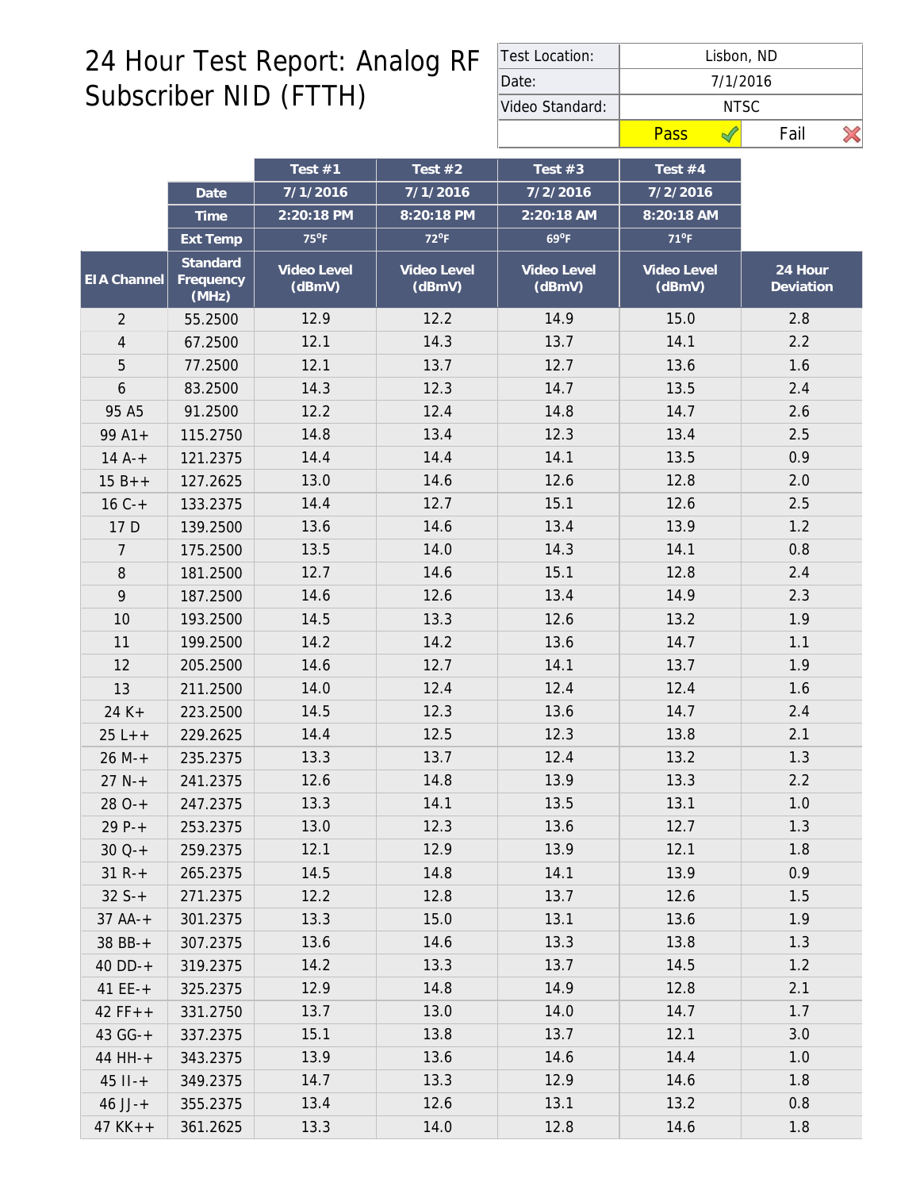# 24 Hour Test Report: Analog RF Subscriber NID (FTTH)

| Test Location: | Lisbon, ND |
|---|---|
| Date: | 7/1/2016 |
| Video Standard: | NTSC |
| | Pass ✓ (selected) / Fail ✗ |

| | | Test #1 | Test #2 | Test #3 | Test #4 | |
|---|---|---|---|---|---|---|
| | **Date** | 7/1/2016 | 7/1/2016 | 7/2/2016 | 7/2/2016 | |
| | **Time** | 2:20:18 PM | 8:20:18 PM | 2:20:18 AM | 8:20:18 AM | |
| | **Ext Temp** | 75°F | 72°F | 69°F | 71°F | |
| **EIA Channel** | **Standard Frequency (MHz)** | **Video Level (dBmV)** | **Video Level (dBmV)** | **Video Level (dBmV)** | **Video Level (dBmV)** | **24 Hour Deviation** |
| 2 | 55.2500 | 12.9 | 12.2 | 14.9 | 15.0 | 2.8 |
| 4 | 67.2500 | 12.1 | 14.3 | 13.7 | 14.1 | 2.2 |
| 5 | 77.2500 | 12.1 | 13.7 | 12.7 | 13.6 | 1.6 |
| 6 | 83.2500 | 14.3 | 12.3 | 14.7 | 13.5 | 2.4 |
| 95 A5 | 91.2500 | 12.2 | 12.4 | 14.8 | 14.7 | 2.6 |
| 99 A1+ | 115.2750 | 14.8 | 13.4 | 12.3 | 13.4 | 2.5 |
| 14 A-+ | 121.2375 | 14.4 | 14.4 | 14.1 | 13.5 | 0.9 |
| 15 B++ | 127.2625 | 13.0 | 14.6 | 12.6 | 12.8 | 2.0 |
| 16 C-+ | 133.2375 | 14.4 | 12.7 | 15.1 | 12.6 | 2.5 |
| 17 D | 139.2500 | 13.6 | 14.6 | 13.4 | 13.9 | 1.2 |
| 7 | 175.2500 | 13.5 | 14.0 | 14.3 | 14.1 | 0.8 |
| 8 | 181.2500 | 12.7 | 14.6 | 15.1 | 12.8 | 2.4 |
| 9 | 187.2500 | 14.6 | 12.6 | 13.4 | 14.9 | 2.3 |
| 10 | 193.2500 | 14.5 | 13.3 | 12.6 | 13.2 | 1.9 |
| 11 | 199.2500 | 14.2 | 14.2 | 13.6 | 14.7 | 1.1 |
| 12 | 205.2500 | 14.6 | 12.7 | 14.1 | 13.7 | 1.9 |
| 13 | 211.2500 | 14.0 | 12.4 | 12.4 | 12.4 | 1.6 |
| 24 K+ | 223.2500 | 14.5 | 12.3 | 13.6 | 14.7 | 2.4 |
| 25 L++ | 229.2625 | 14.4 | 12.5 | 12.3 | 13.8 | 2.1 |
| 26 M-+ | 235.2375 | 13.3 | 13.7 | 12.4 | 13.2 | 1.3 |
| 27 N-+ | 241.2375 | 12.6 | 14.8 | 13.9 | 13.3 | 2.2 |
| 28 O-+ | 247.2375 | 13.3 | 14.1 | 13.5 | 13.1 | 1.0 |
| 29 P-+ | 253.2375 | 13.0 | 12.3 | 13.6 | 12.7 | 1.3 |
| 30 Q-+ | 259.2375 | 12.1 | 12.9 | 13.9 | 12.1 | 1.8 |
| 31 R-+ | 265.2375 | 14.5 | 14.8 | 14.1 | 13.9 | 0.9 |
| 32 S-+ | 271.2375 | 12.2 | 12.8 | 13.7 | 12.6 | 1.5 |
| 37 AA-+ | 301.2375 | 13.3 | 15.0 | 13.1 | 13.6 | 1.9 |
| 38 BB-+ | 307.2375 | 13.6 | 14.6 | 13.3 | 13.8 | 1.3 |
| 40 DD-+ | 319.2375 | 14.2 | 13.3 | 13.7 | 14.5 | 1.2 |
| 41 EE-+ | 325.2375 | 12.9 | 14.8 | 14.9 | 12.8 | 2.1 |
| 42 FF++ | 331.2750 | 13.7 | 13.0 | 14.0 | 14.7 | 1.7 |
| 43 GG-+ | 337.2375 | 15.1 | 13.8 | 13.7 | 12.1 | 3.0 |
| 44 HH-+ | 343.2375 | 13.9 | 13.6 | 14.6 | 14.4 | 1.0 |
| 45 II-+ | 349.2375 | 14.7 | 13.3 | 12.9 | 14.6 | 1.8 |
| 46 JJ-+ | 355.2375 | 13.4 | 12.6 | 13.1 | 13.2 | 0.8 |
| 47 KK++ | 361.2625 | 13.3 | 14.0 | 12.8 | 14.6 | 1.8 |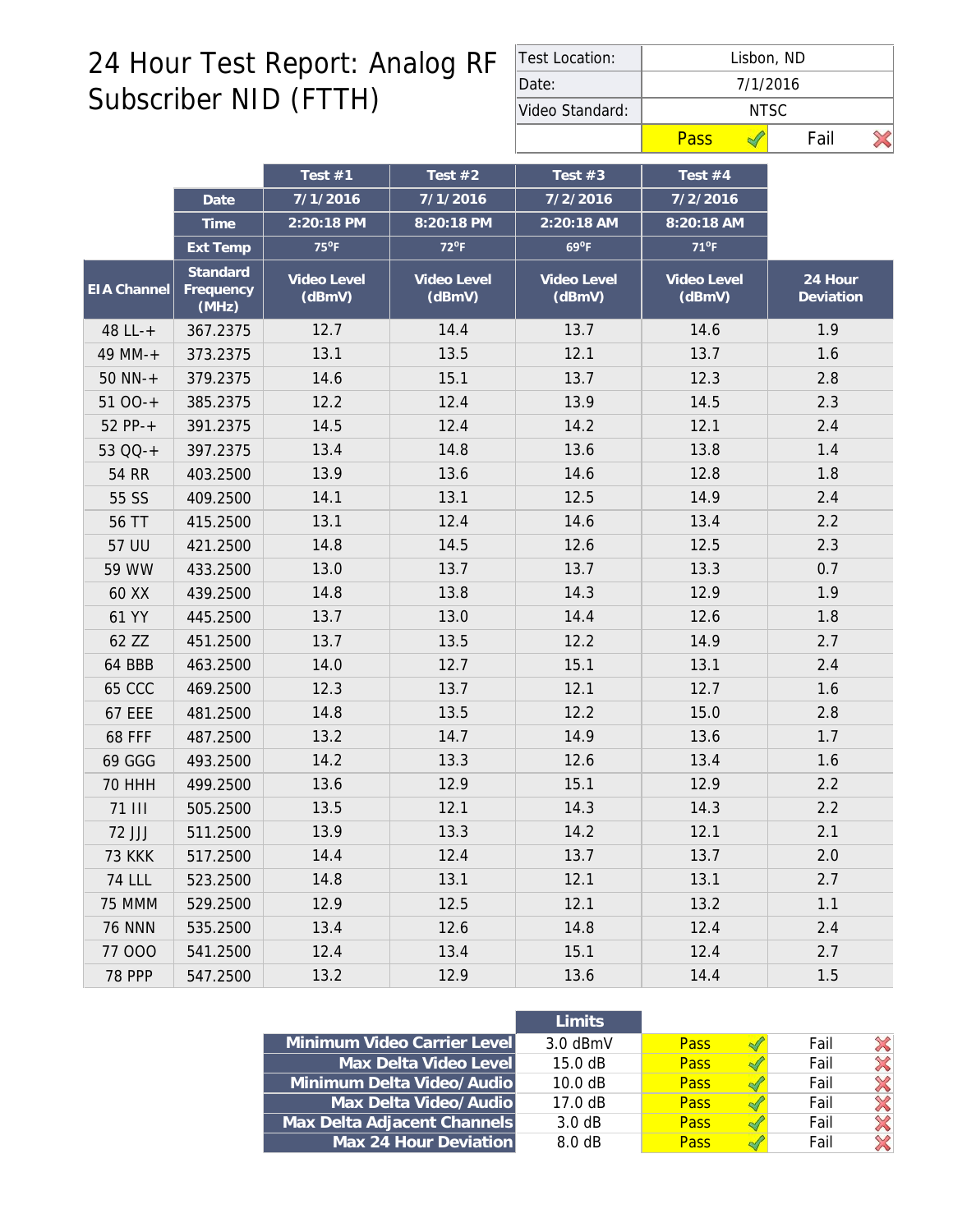# 24 Hour Test Report: Analog RF Subscriber NID (FTTH)

| Test Location: | Lisbon, ND | |
|---|---|---|
| Date: | 7/1/2016 | |
| Video Standard: | NTSC | |
| | Pass ✓ | Fail ✗ |

| | | Test #1 | Test #2 | Test #3 | Test #4 | |
|---|---|---|---|---|---|---|
| | Date | 7/1/2016 | 7/1/2016 | 7/2/2016 | 7/2/2016 | |
| | Time | 2:20:18 PM | 8:20:18 PM | 2:20:18 AM | 8:20:18 AM | |
| | Ext Temp | 75°F | 72°F | 69°F | 71°F | |
| EIA Channel | Standard Frequency (MHz) | Video Level (dBmV) | Video Level (dBmV) | Video Level (dBmV) | Video Level (dBmV) | 24 Hour Deviation |
| 48 LL-+ | 367.2375 | 12.7 | 14.4 | 13.7 | 14.6 | 1.9 |
| 49 MM-+ | 373.2375 | 13.1 | 13.5 | 12.1 | 13.7 | 1.6 |
| 50 NN-+ | 379.2375 | 14.6 | 15.1 | 13.7 | 12.3 | 2.8 |
| 51 OO-+ | 385.2375 | 12.2 | 12.4 | 13.9 | 14.5 | 2.3 |
| 52 PP-+ | 391.2375 | 14.5 | 12.4 | 14.2 | 12.1 | 2.4 |
| 53 QQ-+ | 397.2375 | 13.4 | 14.8 | 13.6 | 13.8 | 1.4 |
| 54 RR | 403.2500 | 13.9 | 13.6 | 14.6 | 12.8 | 1.8 |
| 55 SS | 409.2500 | 14.1 | 13.1 | 12.5 | 14.9 | 2.4 |
| 56 TT | 415.2500 | 13.1 | 12.4 | 14.6 | 13.4 | 2.2 |
| 57 UU | 421.2500 | 14.8 | 14.5 | 12.6 | 12.5 | 2.3 |
| 59 WW | 433.2500 | 13.0 | 13.7 | 13.7 | 13.3 | 0.7 |
| 60 XX | 439.2500 | 14.8 | 13.8 | 14.3 | 12.9 | 1.9 |
| 61 YY | 445.2500 | 13.7 | 13.0 | 14.4 | 12.6 | 1.8 |
| 62 ZZ | 451.2500 | 13.7 | 13.5 | 12.2 | 14.9 | 2.7 |
| 64 BBB | 463.2500 | 14.0 | 12.7 | 15.1 | 13.1 | 2.4 |
| 65 CCC | 469.2500 | 12.3 | 13.7 | 12.1 | 12.7 | 1.6 |
| 67 EEE | 481.2500 | 14.8 | 13.5 | 12.2 | 15.0 | 2.8 |
| 68 FFF | 487.2500 | 13.2 | 14.7 | 14.9 | 13.6 | 1.7 |
| 69 GGG | 493.2500 | 14.2 | 13.3 | 12.6 | 13.4 | 1.6 |
| 70 HHH | 499.2500 | 13.6 | 12.9 | 15.1 | 12.9 | 2.2 |
| 71 III | 505.2500 | 13.5 | 12.1 | 14.3 | 14.3 | 2.2 |
| 72 JJJ | 511.2500 | 13.9 | 13.3 | 14.2 | 12.1 | 2.1 |
| 73 KKK | 517.2500 | 14.4 | 12.4 | 13.7 | 13.7 | 2.0 |
| 74 LLL | 523.2500 | 14.8 | 13.1 | 12.1 | 13.1 | 2.7 |
| 75 MMM | 529.2500 | 12.9 | 12.5 | 12.1 | 13.2 | 1.1 |
| 76 NNN | 535.2500 | 13.4 | 12.6 | 14.8 | 12.4 | 2.4 |
| 77 OOO | 541.2500 | 12.4 | 13.4 | 15.1 | 12.4 | 2.7 |
| 78 PPP | 547.2500 | 13.2 | 12.9 | 13.6 | 14.4 | 1.5 |

| | Limits | | |
|---|---|---|---|
| Minimum Video Carrier Level | 3.0 dBmV | Pass ✓ | Fail ✗ |
| Max Delta Video Level | 15.0 dB | Pass ✓ | Fail ✗ |
| Minimum Delta Video/Audio | 10.0 dB | Pass ✓ | Fail ✗ |
| Max Delta Video/Audio | 17.0 dB | Pass ✓ | Fail ✗ |
| Max Delta Adjacent Channels | 3.0 dB | Pass ✓ | Fail ✗ |
| Max 24 Hour Deviation | 8.0 dB | Pass ✓ | Fail ✗ |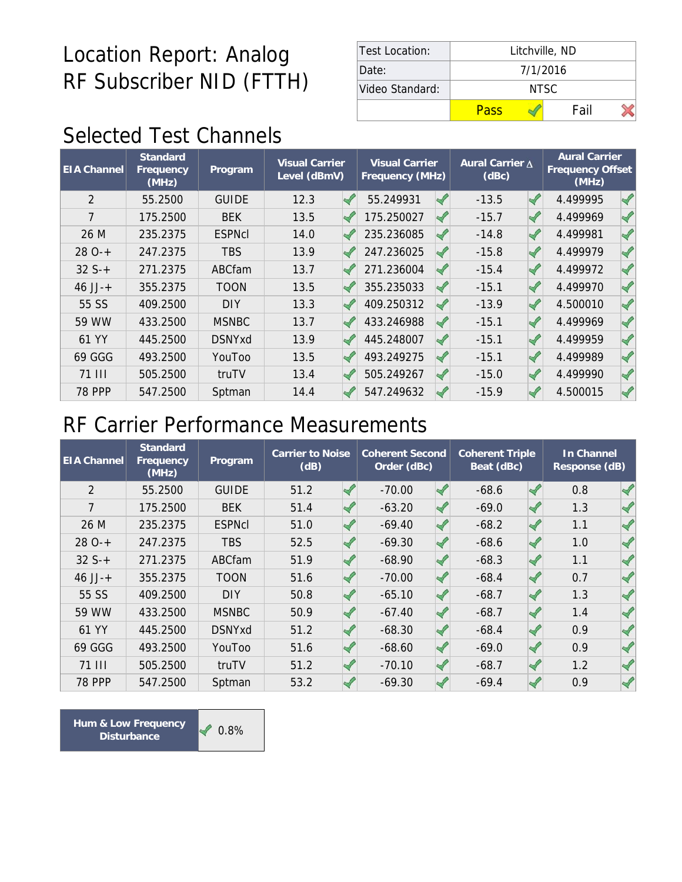# Location Report: Analog RF Subscriber NID (FTTH)

| Test Location: | Litchville, ND | |
|---|---|---|
| Date: | 7/1/2016 | |
| Video Standard: | NTSC | |
| | Pass ✓ | Fail ✗ |

## Selected Test Channels

| EIA Channel | Standard Frequency (MHz) | Program | Visual Carrier Level (dBmV) | Visual Carrier Frequency (MHz) | Aural Carrier ∆ (dBc) | Aural Carrier Frequency Offset (MHz) |
|---|---|---|---|---|---|---|
| 2 | 55.2500 | GUIDE | 12.3 ✓ | 55.249931 ✓ | -13.5 ✓ | 4.499995 ✓ |
| 7 | 175.2500 | BEK | 13.5 ✓ | 175.250027 ✓ | -15.7 ✓ | 4.499969 ✓ |
| 26 M | 235.2375 | ESPNcl | 14.0 ✓ | 235.236085 ✓ | -14.8 ✓ | 4.499981 ✓ |
| 28 O-+ | 247.2375 | TBS | 13.9 ✓ | 247.236025 ✓ | -15.8 ✓ | 4.499979 ✓ |
| 32 S-+ | 271.2375 | ABCfam | 13.7 ✓ | 271.236004 ✓ | -15.4 ✓ | 4.499972 ✓ |
| 46 JJ-+ | 355.2375 | TOON | 13.5 ✓ | 355.235033 ✓ | -15.1 ✓ | 4.499970 ✓ |
| 55 SS | 409.2500 | DIY | 13.3 ✓ | 409.250312 ✓ | -13.9 ✓ | 4.500010 ✓ |
| 59 WW | 433.2500 | MSNBC | 13.7 ✓ | 433.246988 ✓ | -15.1 ✓ | 4.499969 ✓ |
| 61 YY | 445.2500 | DSNYxd | 13.9 ✓ | 445.248007 ✓ | -15.1 ✓ | 4.499959 ✓ |
| 69 GGG | 493.2500 | YouToo | 13.5 ✓ | 493.249275 ✓ | -15.1 ✓ | 4.499989 ✓ |
| 71 III | 505.2500 | truTV | 13.4 ✓ | 505.249267 ✓ | -15.0 ✓ | 4.499990 ✓ |
| 78 PPP | 547.2500 | Sptman | 14.4 ✓ | 547.249632 ✓ | -15.9 ✓ | 4.500015 ✓ |

## RF Carrier Performance Measurements

| EIA Channel | Standard Frequency (MHz) | Program | Carrier to Noise (dB) | Coherent Second Order (dBc) | Coherent Triple Beat (dBc) | In Channel Response (dB) |
|---|---|---|---|---|---|---|
| 2 | 55.2500 | GUIDE | 51.2 ✓ | -70.00 ✓ | -68.6 ✓ | 0.8 ✓ |
| 7 | 175.2500 | BEK | 51.4 ✓ | -63.20 ✓ | -69.0 ✓ | 1.3 ✓ |
| 26 M | 235.2375 | ESPNcl | 51.0 ✓ | -69.40 ✓ | -68.2 ✓ | 1.1 ✓ |
| 28 O-+ | 247.2375 | TBS | 52.5 ✓ | -69.30 ✓ | -68.6 ✓ | 1.0 ✓ |
| 32 S-+ | 271.2375 | ABCfam | 51.9 ✓ | -68.90 ✓ | -68.3 ✓ | 1.1 ✓ |
| 46 JJ-+ | 355.2375 | TOON | 51.6 ✓ | -70.00 ✓ | -68.4 ✓ | 0.7 ✓ |
| 55 SS | 409.2500 | DIY | 50.8 ✓ | -65.10 ✓ | -68.7 ✓ | 1.3 ✓ |
| 59 WW | 433.2500 | MSNBC | 50.9 ✓ | -67.40 ✓ | -68.7 ✓ | 1.4 ✓ |
| 61 YY | 445.2500 | DSNYxd | 51.2 ✓ | -68.30 ✓ | -68.4 ✓ | 0.9 ✓ |
| 69 GGG | 493.2500 | YouToo | 51.6 ✓ | -68.60 ✓ | -69.0 ✓ | 0.9 ✓ |
| 71 III | 505.2500 | truTV | 51.2 ✓ | -70.10 ✓ | -68.7 ✓ | 1.2 ✓ |
| 78 PPP | 547.2500 | Sptman | 53.2 ✓ | -69.30 ✓ | -69.4 ✓ | 0.9 ✓ |

| Hum & Low Frequency Disturbance | ✓ 0.8% |
|---|---|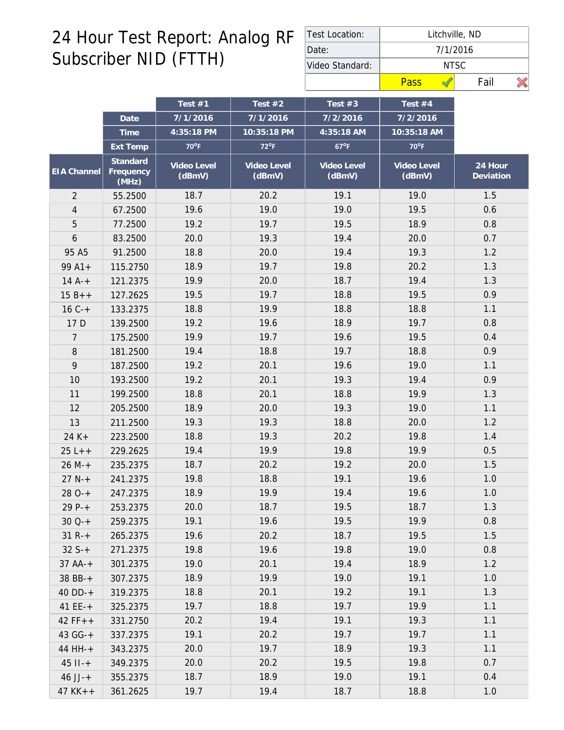# 24 Hour Test Report: Analog RF Subscriber NID (FTTH)

| | |
|---|---|
| Test Location: | Litchville, ND |
| Date: | 7/1/2016 |
| Video Standard: | NTSC |
| | Pass ✓ / Fail ✗ |

| | | Test #1 | Test #2 | Test #3 | Test #4 | |
|---|---|---|---|---|---|---|
| | Date | 7/1/2016 | 7/1/2016 | 7/2/2016 | 7/2/2016 | |
| | Time | 4:35:18 PM | 10:35:18 PM | 4:35:18 AM | 10:35:18 AM | |
| | Ext Temp | 70°F | 72°F | 67°F | 70°F | |
| EIA Channel | Standard Frequency (MHz) | Video Level (dBmV) | Video Level (dBmV) | Video Level (dBmV) | Video Level (dBmV) | 24 Hour Deviation |
| 2 | 55.2500 | 18.7 | 20.2 | 19.1 | 19.0 | 1.5 |
| 4 | 67.2500 | 19.6 | 19.0 | 19.0 | 19.5 | 0.6 |
| 5 | 77.2500 | 19.2 | 19.7 | 19.5 | 18.9 | 0.8 |
| 6 | 83.2500 | 20.0 | 19.3 | 19.4 | 20.0 | 0.7 |
| 95 A5 | 91.2500 | 18.8 | 20.0 | 19.4 | 19.3 | 1.2 |
| 99 A1+ | 115.2750 | 18.9 | 19.7 | 19.8 | 20.2 | 1.3 |
| 14 A-+ | 121.2375 | 19.9 | 20.0 | 18.7 | 19.4 | 1.3 |
| 15 B++ | 127.2625 | 19.5 | 19.7 | 18.8 | 19.5 | 0.9 |
| 16 C-+ | 133.2375 | 18.8 | 19.9 | 18.8 | 18.8 | 1.1 |
| 17 D | 139.2500 | 19.2 | 19.6 | 18.9 | 19.7 | 0.8 |
| 7 | 175.2500 | 19.9 | 19.7 | 19.6 | 19.5 | 0.4 |
| 8 | 181.2500 | 19.4 | 18.8 | 19.7 | 18.8 | 0.9 |
| 9 | 187.2500 | 19.2 | 20.1 | 19.6 | 19.0 | 1.1 |
| 10 | 193.2500 | 19.2 | 20.1 | 19.3 | 19.4 | 0.9 |
| 11 | 199.2500 | 18.8 | 20.1 | 18.8 | 19.9 | 1.3 |
| 12 | 205.2500 | 18.9 | 20.0 | 19.3 | 19.0 | 1.1 |
| 13 | 211.2500 | 19.3 | 19.3 | 18.8 | 20.0 | 1.2 |
| 24 K+ | 223.2500 | 18.8 | 19.3 | 20.2 | 19.8 | 1.4 |
| 25 L++ | 229.2625 | 19.4 | 19.9 | 19.8 | 19.9 | 0.5 |
| 26 M-+ | 235.2375 | 18.7 | 20.2 | 19.2 | 20.0 | 1.5 |
| 27 N-+ | 241.2375 | 19.8 | 18.8 | 19.1 | 19.6 | 1.0 |
| 28 O-+ | 247.2375 | 18.9 | 19.9 | 19.4 | 19.6 | 1.0 |
| 29 P-+ | 253.2375 | 20.0 | 18.7 | 19.5 | 18.7 | 1.3 |
| 30 Q-+ | 259.2375 | 19.1 | 19.6 | 19.5 | 19.9 | 0.8 |
| 31 R-+ | 265.2375 | 19.6 | 20.2 | 18.7 | 19.5 | 1.5 |
| 32 S-+ | 271.2375 | 19.8 | 19.6 | 19.8 | 19.0 | 0.8 |
| 37 AA-+ | 301.2375 | 19.0 | 20.1 | 19.4 | 18.9 | 1.2 |
| 38 BB-+ | 307.2375 | 18.9 | 19.9 | 19.0 | 19.1 | 1.0 |
| 40 DD-+ | 319.2375 | 18.8 | 20.1 | 19.2 | 19.1 | 1.3 |
| 41 EE-+ | 325.2375 | 19.7 | 18.8 | 19.7 | 19.9 | 1.1 |
| 42 FF++ | 331.2750 | 20.2 | 19.4 | 19.1 | 19.3 | 1.1 |
| 43 GG-+ | 337.2375 | 19.1 | 20.2 | 19.7 | 19.7 | 1.1 |
| 44 HH-+ | 343.2375 | 20.0 | 19.7 | 18.9 | 19.3 | 1.1 |
| 45 II-+ | 349.2375 | 20.0 | 20.2 | 19.5 | 19.8 | 0.7 |
| 46 JJ-+ | 355.2375 | 18.7 | 18.9 | 19.0 | 19.1 | 0.4 |
| 47 KK++ | 361.2625 | 19.7 | 19.4 | 18.7 | 18.8 | 1.0 |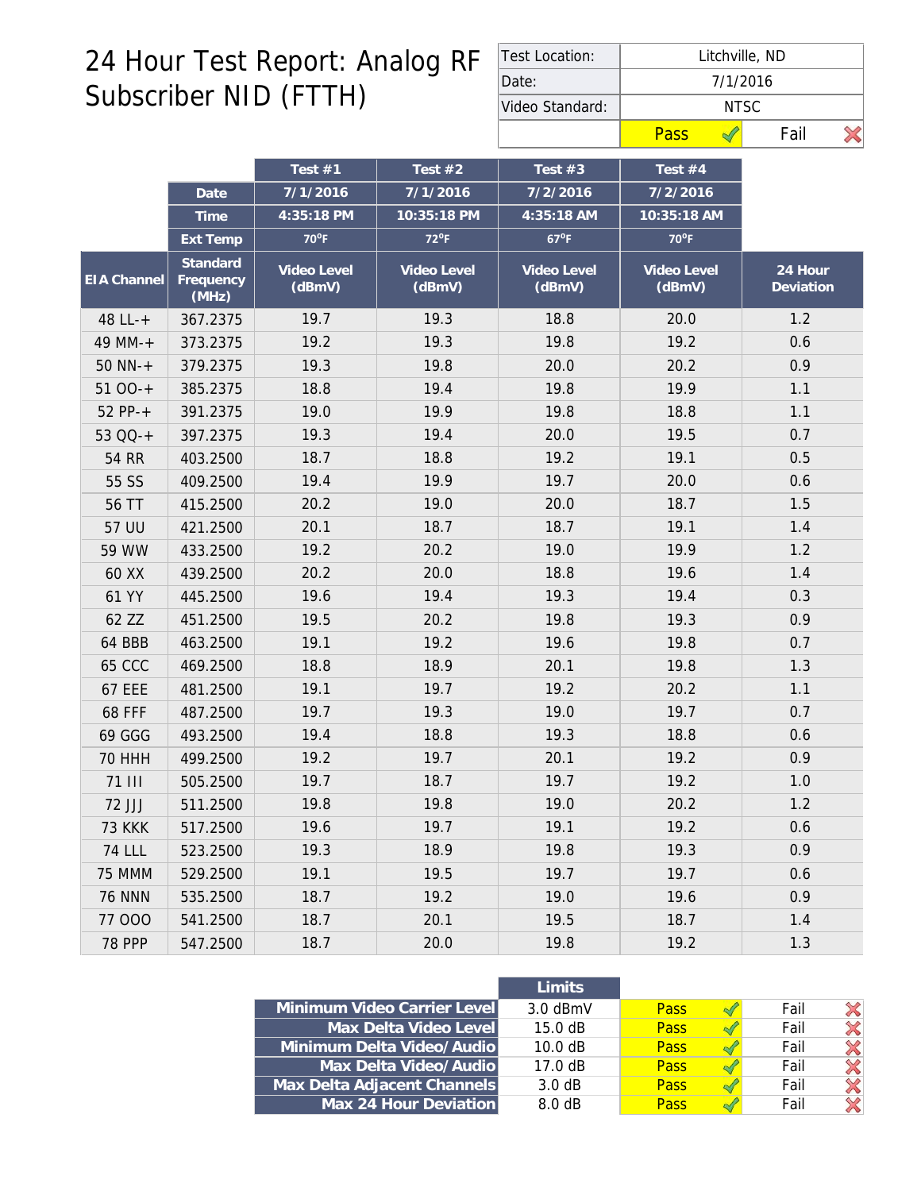# 24 Hour Test Report: Analog RF Subscriber NID (FTTH)

| Test Location: | Litchville, ND | |
|---|---|---|
| Date: | 7/1/2016 | |
| Video Standard: | NTSC | |
| | Pass ✓ | Fail ✗ |

| | | Test #1 | Test #2 | Test #3 | Test #4 | |
|---|---|---|---|---|---|---|
| | Date | 7/1/2016 | 7/1/2016 | 7/2/2016 | 7/2/2016 | |
| | Time | 4:35:18 PM | 10:35:18 PM | 4:35:18 AM | 10:35:18 AM | |
| | Ext Temp | 70°F | 72°F | 67°F | 70°F | |
| EIA Channel | Standard Frequency (MHz) | Video Level (dBmV) | Video Level (dBmV) | Video Level (dBmV) | Video Level (dBmV) | 24 Hour Deviation |
| 48 LL-+ | 367.2375 | 19.7 | 19.3 | 18.8 | 20.0 | 1.2 |
| 49 MM-+ | 373.2375 | 19.2 | 19.3 | 19.8 | 19.2 | 0.6 |
| 50 NN-+ | 379.2375 | 19.3 | 19.8 | 20.0 | 20.2 | 0.9 |
| 51 OO-+ | 385.2375 | 18.8 | 19.4 | 19.8 | 19.9 | 1.1 |
| 52 PP-+ | 391.2375 | 19.0 | 19.9 | 19.8 | 18.8 | 1.1 |
| 53 QQ-+ | 397.2375 | 19.3 | 19.4 | 20.0 | 19.5 | 0.7 |
| 54 RR | 403.2500 | 18.7 | 18.8 | 19.2 | 19.1 | 0.5 |
| 55 SS | 409.2500 | 19.4 | 19.9 | 19.7 | 20.0 | 0.6 |
| 56 TT | 415.2500 | 20.2 | 19.0 | 20.0 | 18.7 | 1.5 |
| 57 UU | 421.2500 | 20.1 | 18.7 | 18.7 | 19.1 | 1.4 |
| 59 WW | 433.2500 | 19.2 | 20.2 | 19.0 | 19.9 | 1.2 |
| 60 XX | 439.2500 | 20.2 | 20.0 | 18.8 | 19.6 | 1.4 |
| 61 YY | 445.2500 | 19.6 | 19.4 | 19.3 | 19.4 | 0.3 |
| 62 ZZ | 451.2500 | 19.5 | 20.2 | 19.8 | 19.3 | 0.9 |
| 64 BBB | 463.2500 | 19.1 | 19.2 | 19.6 | 19.8 | 0.7 |
| 65 CCC | 469.2500 | 18.8 | 18.9 | 20.1 | 19.8 | 1.3 |
| 67 EEE | 481.2500 | 19.1 | 19.7 | 19.2 | 20.2 | 1.1 |
| 68 FFF | 487.2500 | 19.7 | 19.3 | 19.0 | 19.7 | 0.7 |
| 69 GGG | 493.2500 | 19.4 | 18.8 | 19.3 | 18.8 | 0.6 |
| 70 HHH | 499.2500 | 19.2 | 19.7 | 20.1 | 19.2 | 0.9 |
| 71 III | 505.2500 | 19.7 | 18.7 | 19.7 | 19.2 | 1.0 |
| 72 JJJ | 511.2500 | 19.8 | 19.8 | 19.0 | 20.2 | 1.2 |
| 73 KKK | 517.2500 | 19.6 | 19.7 | 19.1 | 19.2 | 0.6 |
| 74 LLL | 523.2500 | 19.3 | 18.9 | 19.8 | 19.3 | 0.9 |
| 75 MMM | 529.2500 | 19.1 | 19.5 | 19.7 | 19.7 | 0.6 |
| 76 NNN | 535.2500 | 18.7 | 19.2 | 19.0 | 19.6 | 0.9 |
| 77 OOO | 541.2500 | 18.7 | 20.1 | 19.5 | 18.7 | 1.4 |
| 78 PPP | 547.2500 | 18.7 | 20.0 | 19.8 | 19.2 | 1.3 |

| | Limits | | |
|---|---|---|---|
| Minimum Video Carrier Level | 3.0 dBmV | Pass ✓ | Fail ✗ |
| Max Delta Video Level | 15.0 dB | Pass ✓ | Fail ✗ |
| Minimum Delta Video/Audio | 10.0 dB | Pass ✓ | Fail ✗ |
| Max Delta Video/Audio | 17.0 dB | Pass ✓ | Fail ✗ |
| Max Delta Adjacent Channels | 3.0 dB | Pass ✓ | Fail ✗ |
| Max 24 Hour Deviation | 8.0 dB | Pass ✓ | Fail ✗ |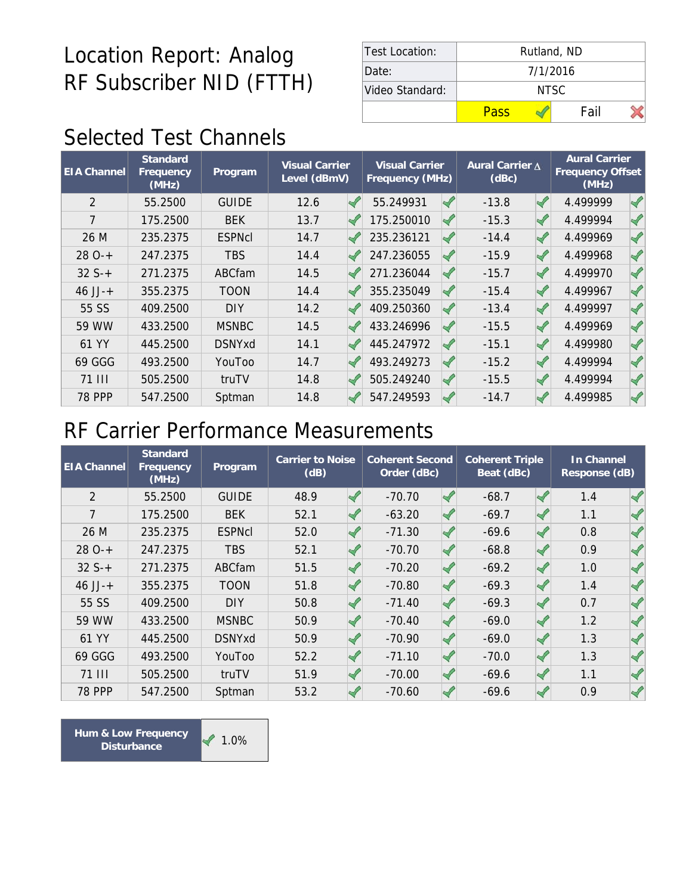# Location Report: Analog RF Subscriber NID (FTTH)

| Test Location: | Rutland, ND | |
|---|---|---|
| Date: | 7/1/2016 | |
| Video Standard: | NTSC | |
| | Pass ✓ | Fail ✗ |

## Selected Test Channels

| EIA Channel | Standard Frequency (MHz) | Program | Visual Carrier Level (dBmV) | Visual Carrier Frequency (MHz) | Aural Carrier Δ (dBc) | Aural Carrier Frequency Offset (MHz) |
|---|---|---|---|---|---|---|
| 2 | 55.2500 | GUIDE | 12.6 ✓ | 55.249931 ✓ | -13.8 ✓ | 4.499999 ✓ |
| 7 | 175.2500 | BEK | 13.7 ✓ | 175.250010 ✓ | -15.3 ✓ | 4.499994 ✓ |
| 26 M | 235.2375 | ESPNcl | 14.7 ✓ | 235.236121 ✓ | -14.4 ✓ | 4.499969 ✓ |
| 28 O-+ | 247.2375 | TBS | 14.4 ✓ | 247.236055 ✓ | -15.9 ✓ | 4.499968 ✓ |
| 32 S-+ | 271.2375 | ABCfam | 14.5 ✓ | 271.236044 ✓ | -15.7 ✓ | 4.499970 ✓ |
| 46 JJ-+ | 355.2375 | TOON | 14.4 ✓ | 355.235049 ✓ | -15.4 ✓ | 4.499967 ✓ |
| 55 SS | 409.2500 | DIY | 14.2 ✓ | 409.250360 ✓ | -13.4 ✓ | 4.499997 ✓ |
| 59 WW | 433.2500 | MSNBC | 14.5 ✓ | 433.246996 ✓ | -15.5 ✓ | 4.499969 ✓ |
| 61 YY | 445.2500 | DSNYxd | 14.1 ✓ | 445.247972 ✓ | -15.1 ✓ | 4.499980 ✓ |
| 69 GGG | 493.2500 | YouToo | 14.7 ✓ | 493.249273 ✓ | -15.2 ✓ | 4.499994 ✓ |
| 71 III | 505.2500 | truTV | 14.8 ✓ | 505.249240 ✓ | -15.5 ✓ | 4.499994 ✓ |
| 78 PPP | 547.2500 | Sptman | 14.8 ✓ | 547.249593 ✓ | -14.7 ✓ | 4.499985 ✓ |

## RF Carrier Performance Measurements

| EIA Channel | Standard Frequency (MHz) | Program | Carrier to Noise (dB) | Coherent Second Order (dBc) | Coherent Triple Beat (dBc) | In Channel Response (dB) |
|---|---|---|---|---|---|---|
| 2 | 55.2500 | GUIDE | 48.9 ✓ | -70.70 ✓ | -68.7 ✓ | 1.4 ✓ |
| 7 | 175.2500 | BEK | 52.1 ✓ | -63.20 ✓ | -69.7 ✓ | 1.1 ✓ |
| 26 M | 235.2375 | ESPNcl | 52.0 ✓ | -71.30 ✓ | -69.6 ✓ | 0.8 ✓ |
| 28 O-+ | 247.2375 | TBS | 52.1 ✓ | -70.70 ✓ | -68.8 ✓ | 0.9 ✓ |
| 32 S-+ | 271.2375 | ABCfam | 51.5 ✓ | -70.20 ✓ | -69.2 ✓ | 1.0 ✓ |
| 46 JJ-+ | 355.2375 | TOON | 51.8 ✓ | -70.80 ✓ | -69.3 ✓ | 1.4 ✓ |
| 55 SS | 409.2500 | DIY | 50.8 ✓ | -71.40 ✓ | -69.3 ✓ | 0.7 ✓ |
| 59 WW | 433.2500 | MSNBC | 50.9 ✓ | -70.40 ✓ | -69.0 ✓ | 1.2 ✓ |
| 61 YY | 445.2500 | DSNYxd | 50.9 ✓ | -70.90 ✓ | -69.0 ✓ | 1.3 ✓ |
| 69 GGG | 493.2500 | YouToo | 52.2 ✓ | -71.10 ✓ | -70.0 ✓ | 1.3 ✓ |
| 71 III | 505.2500 | truTV | 51.9 ✓ | -70.00 ✓ | -69.6 ✓ | 1.1 ✓ |
| 78 PPP | 547.2500 | Sptman | 53.2 ✓ | -70.60 ✓ | -69.6 ✓ | 0.9 ✓ |

| Hum & Low Frequency Disturbance | ✓ 1.0% |
|---|---|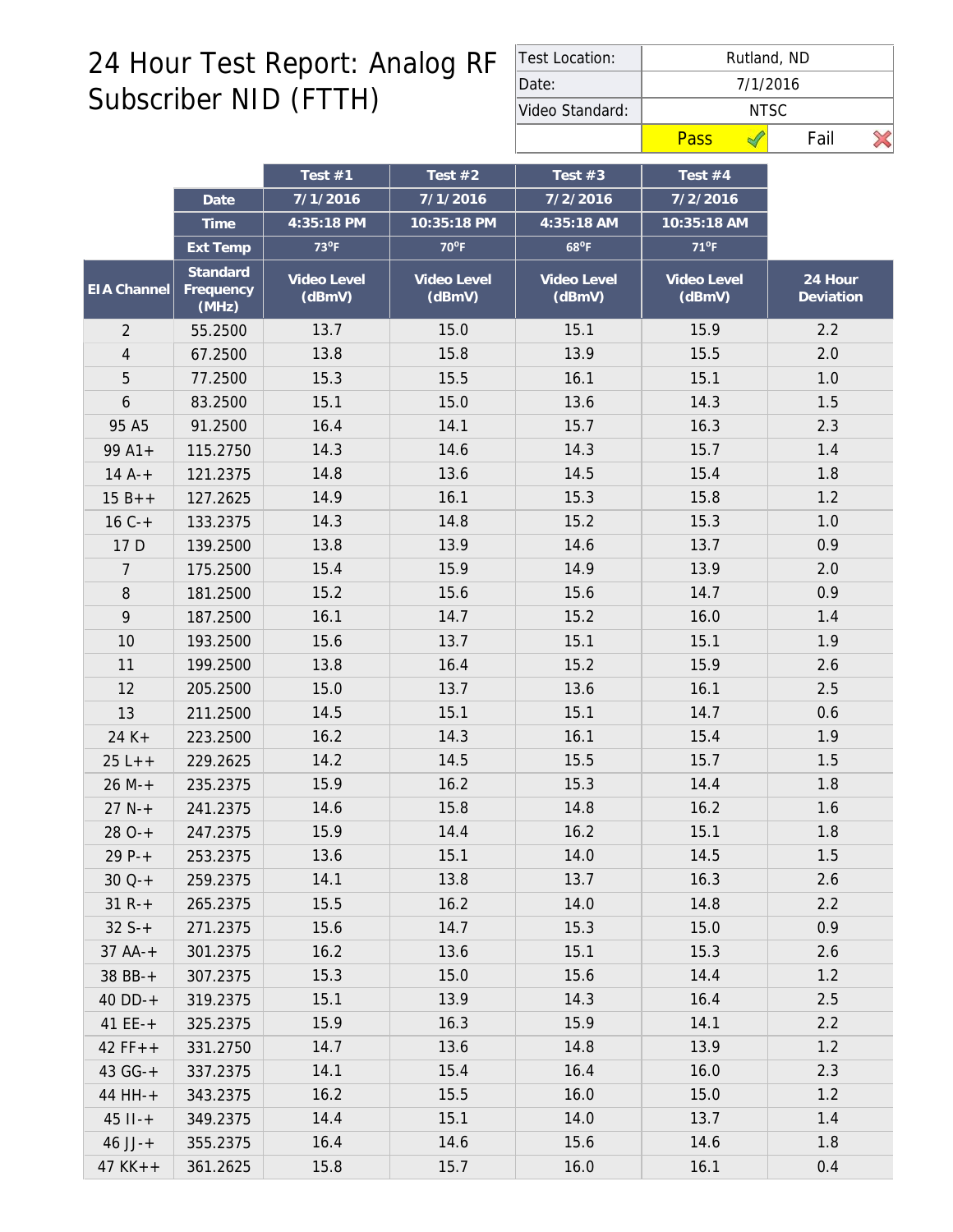# 24 Hour Test Report: Analog RF Subscriber NID (FTTH)

| Test Location: | Rutland, ND | |
|---|---|---|
| Date: | 7/1/2016 | |
| Video Standard: | NTSC | |
| | Pass ✓ | Fail ✗ |

| | | Test #1 | Test #2 | Test #3 | Test #4 | |
|---|---|---|---|---|---|---|
| | Date | 7/1/2016 | 7/1/2016 | 7/2/2016 | 7/2/2016 | |
| | Time | 4:35:18 PM | 10:35:18 PM | 4:35:18 AM | 10:35:18 AM | |
| | Ext Temp | 73°F | 70°F | 68°F | 71°F | |
| EIA Channel | Standard Frequency (MHz) | Video Level (dBmV) | Video Level (dBmV) | Video Level (dBmV) | Video Level (dBmV) | 24 Hour Deviation |
| 2 | 55.2500 | 13.7 | 15.0 | 15.1 | 15.9 | 2.2 |
| 4 | 67.2500 | 13.8 | 15.8 | 13.9 | 15.5 | 2.0 |
| 5 | 77.2500 | 15.3 | 15.5 | 16.1 | 15.1 | 1.0 |
| 6 | 83.2500 | 15.1 | 15.0 | 13.6 | 14.3 | 1.5 |
| 95 A5 | 91.2500 | 16.4 | 14.1 | 15.7 | 16.3 | 2.3 |
| 99 A1+ | 115.2750 | 14.3 | 14.6 | 14.3 | 15.7 | 1.4 |
| 14 A-+ | 121.2375 | 14.8 | 13.6 | 14.5 | 15.4 | 1.8 |
| 15 B++ | 127.2625 | 14.9 | 16.1 | 15.3 | 15.8 | 1.2 |
| 16 C-+ | 133.2375 | 14.3 | 14.8 | 15.2 | 15.3 | 1.0 |
| 17 D | 139.2500 | 13.8 | 13.9 | 14.6 | 13.7 | 0.9 |
| 7 | 175.2500 | 15.4 | 15.9 | 14.9 | 13.9 | 2.0 |
| 8 | 181.2500 | 15.2 | 15.6 | 15.6 | 14.7 | 0.9 |
| 9 | 187.2500 | 16.1 | 14.7 | 15.2 | 16.0 | 1.4 |
| 10 | 193.2500 | 15.6 | 13.7 | 15.1 | 15.1 | 1.9 |
| 11 | 199.2500 | 13.8 | 16.4 | 15.2 | 15.9 | 2.6 |
| 12 | 205.2500 | 15.0 | 13.7 | 13.6 | 16.1 | 2.5 |
| 13 | 211.2500 | 14.5 | 15.1 | 15.1 | 14.7 | 0.6 |
| 24 K+ | 223.2500 | 16.2 | 14.3 | 16.1 | 15.4 | 1.9 |
| 25 L++ | 229.2625 | 14.2 | 14.5 | 15.5 | 15.7 | 1.5 |
| 26 M-+ | 235.2375 | 15.9 | 16.2 | 15.3 | 14.4 | 1.8 |
| 27 N-+ | 241.2375 | 14.6 | 15.8 | 14.8 | 16.2 | 1.6 |
| 28 O-+ | 247.2375 | 15.9 | 14.4 | 16.2 | 15.1 | 1.8 |
| 29 P-+ | 253.2375 | 13.6 | 15.1 | 14.0 | 14.5 | 1.5 |
| 30 Q-+ | 259.2375 | 14.1 | 13.8 | 13.7 | 16.3 | 2.6 |
| 31 R-+ | 265.2375 | 15.5 | 16.2 | 14.0 | 14.8 | 2.2 |
| 32 S-+ | 271.2375 | 15.6 | 14.7 | 15.3 | 15.0 | 0.9 |
| 37 AA-+ | 301.2375 | 16.2 | 13.6 | 15.1 | 15.3 | 2.6 |
| 38 BB-+ | 307.2375 | 15.3 | 15.0 | 15.6 | 14.4 | 1.2 |
| 40 DD-+ | 319.2375 | 15.1 | 13.9 | 14.3 | 16.4 | 2.5 |
| 41 EE-+ | 325.2375 | 15.9 | 16.3 | 15.9 | 14.1 | 2.2 |
| 42 FF++ | 331.2750 | 14.7 | 13.6 | 14.8 | 13.9 | 1.2 |
| 43 GG-+ | 337.2375 | 14.1 | 15.4 | 16.4 | 16.0 | 2.3 |
| 44 HH-+ | 343.2375 | 16.2 | 15.5 | 16.0 | 15.0 | 1.2 |
| 45 II-+ | 349.2375 | 14.4 | 15.1 | 14.0 | 13.7 | 1.4 |
| 46 JJ-+ | 355.2375 | 16.4 | 14.6 | 15.6 | 14.6 | 1.8 |
| 47 KK++ | 361.2625 | 15.8 | 15.7 | 16.0 | 16.1 | 0.4 |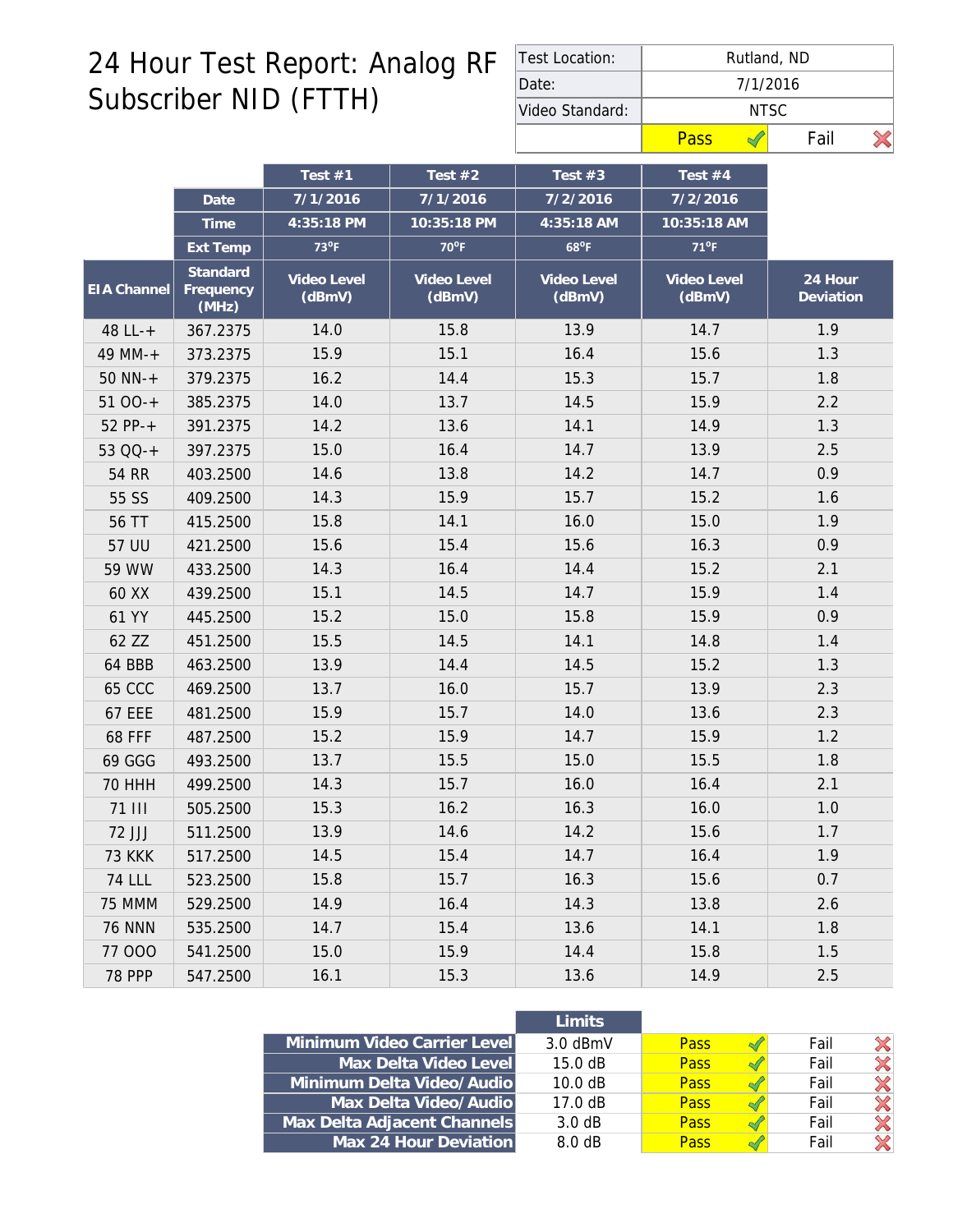# 24 Hour Test Report: Analog RF Subscriber NID (FTTH)

| | |
|---|---|
| Test Location: | Rutland, ND |
| Date: | 7/1/2016 |
| Video Standard: | NTSC |
| | Pass ✓ / Fail ✗ |

| | | Test #1 | Test #2 | Test #3 | Test #4 | |
|---|---|---|---|---|---|---|
| | Date | 7/1/2016 | 7/1/2016 | 7/2/2016 | 7/2/2016 | |
| | Time | 4:35:18 PM | 10:35:18 PM | 4:35:18 AM | 10:35:18 AM | |
| | Ext Temp | 73°F | 70°F | 68°F | 71°F | |
| EIA Channel | Standard Frequency (MHz) | Video Level (dBmV) | Video Level (dBmV) | Video Level (dBmV) | Video Level (dBmV) | 24 Hour Deviation |
| 48 LL-+ | 367.2375 | 14.0 | 15.8 | 13.9 | 14.7 | 1.9 |
| 49 MM-+ | 373.2375 | 15.9 | 15.1 | 16.4 | 15.6 | 1.3 |
| 50 NN-+ | 379.2375 | 16.2 | 14.4 | 15.3 | 15.7 | 1.8 |
| 51 OO-+ | 385.2375 | 14.0 | 13.7 | 14.5 | 15.9 | 2.2 |
| 52 PP-+ | 391.2375 | 14.2 | 13.6 | 14.1 | 14.9 | 1.3 |
| 53 QQ-+ | 397.2375 | 15.0 | 16.4 | 14.7 | 13.9 | 2.5 |
| 54 RR | 403.2500 | 14.6 | 13.8 | 14.2 | 14.7 | 0.9 |
| 55 SS | 409.2500 | 14.3 | 15.9 | 15.7 | 15.2 | 1.6 |
| 56 TT | 415.2500 | 15.8 | 14.1 | 16.0 | 15.0 | 1.9 |
| 57 UU | 421.2500 | 15.6 | 15.4 | 15.6 | 16.3 | 0.9 |
| 59 WW | 433.2500 | 14.3 | 16.4 | 14.4 | 15.2 | 2.1 |
| 60 XX | 439.2500 | 15.1 | 14.5 | 14.7 | 15.9 | 1.4 |
| 61 YY | 445.2500 | 15.2 | 15.0 | 15.8 | 15.9 | 0.9 |
| 62 ZZ | 451.2500 | 15.5 | 14.5 | 14.1 | 14.8 | 1.4 |
| 64 BBB | 463.2500 | 13.9 | 14.4 | 14.5 | 15.2 | 1.3 |
| 65 CCC | 469.2500 | 13.7 | 16.0 | 15.7 | 13.9 | 2.3 |
| 67 EEE | 481.2500 | 15.9 | 15.7 | 14.0 | 13.6 | 2.3 |
| 68 FFF | 487.2500 | 15.2 | 15.9 | 14.7 | 15.9 | 1.2 |
| 69 GGG | 493.2500 | 13.7 | 15.5 | 15.0 | 15.5 | 1.8 |
| 70 HHH | 499.2500 | 14.3 | 15.7 | 16.0 | 16.4 | 2.1 |
| 71 III | 505.2500 | 15.3 | 16.2 | 16.3 | 16.0 | 1.0 |
| 72 JJJ | 511.2500 | 13.9 | 14.6 | 14.2 | 15.6 | 1.7 |
| 73 KKK | 517.2500 | 14.5 | 15.4 | 14.7 | 16.4 | 1.9 |
| 74 LLL | 523.2500 | 15.8 | 15.7 | 16.3 | 15.6 | 0.7 |
| 75 MMM | 529.2500 | 14.9 | 16.4 | 14.3 | 13.8 | 2.6 |
| 76 NNN | 535.2500 | 14.7 | 15.4 | 13.6 | 14.1 | 1.8 |
| 77 OOO | 541.2500 | 15.0 | 15.9 | 14.4 | 15.8 | 1.5 |
| 78 PPP | 547.2500 | 16.1 | 15.3 | 13.6 | 14.9 | 2.5 |

| | Limits | | |
|---|---|---|---|
| Minimum Video Carrier Level | 3.0 dBmV | Pass ✓ | Fail ✗ |
| Max Delta Video Level | 15.0 dB | Pass ✓ | Fail ✗ |
| Minimum Delta Video/Audio | 10.0 dB | Pass ✓ | Fail ✗ |
| Max Delta Video/Audio | 17.0 dB | Pass ✓ | Fail ✗ |
| Max Delta Adjacent Channels | 3.0 dB | Pass ✓ | Fail ✗ |
| Max 24 Hour Deviation | 8.0 dB | Pass ✓ | Fail ✗ |